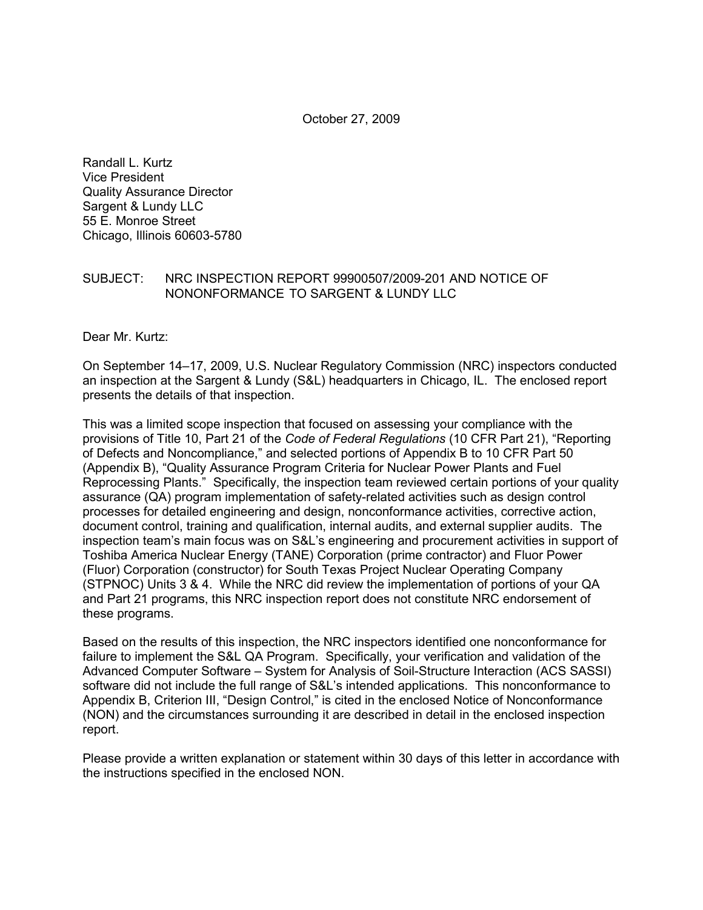October 27, 2009

Randall L. Kurtz
Vice President
Quality Assurance Director
Sargent & Lundy LLC
55 E. Monroe Street
Chicago, Illinois 60603-5780

SUBJECT: NRC INSPECTION REPORT 99900507/2009-201 AND NOTICE OF NONCONFORMANCE TO SARGENT & LUNDY LLC

Dear Mr. Kurtz:

On September 14–17, 2009, U.S. Nuclear Regulatory Commission (NRC) inspectors conducted an inspection at the Sargent & Lundy (S&L) headquarters in Chicago, IL. The enclosed report presents the details of that inspection.

This was a limited scope inspection that focused on assessing your compliance with the provisions of Title 10, Part 21 of the *Code of Federal Regulations* (10 CFR Part 21), "Reporting of Defects and Noncompliance," and selected portions of Appendix B to 10 CFR Part 50 (Appendix B), "Quality Assurance Program Criteria for Nuclear Power Plants and Fuel Reprocessing Plants." Specifically, the inspection team reviewed certain portions of your quality assurance (QA) program implementation of safety-related activities such as design control processes for detailed engineering and design, nonconformance activities, corrective action, document control, training and qualification, internal audits, and external supplier audits. The inspection team's main focus was on S&L's engineering and procurement activities in support of Toshiba America Nuclear Energy (TANE) Corporation (prime contractor) and Fluor Power (Fluor) Corporation (constructor) for South Texas Project Nuclear Operating Company (STPNOC) Units 3 & 4. While the NRC did review the implementation of portions of your QA and Part 21 programs, this NRC inspection report does not constitute NRC endorsement of these programs.

Based on the results of this inspection, the NRC inspectors identified one nonconformance for failure to implement the S&L QA Program. Specifically, your verification and validation of the Advanced Computer Software – System for Analysis of Soil-Structure Interaction (ACS SASSI) software did not include the full range of S&L's intended applications. This nonconformance to Appendix B, Criterion III, "Design Control," is cited in the enclosed Notice of Nonconformance (NON) and the circumstances surrounding it are described in detail in the enclosed inspection report.

Please provide a written explanation or statement within 30 days of this letter in accordance with the instructions specified in the enclosed NON.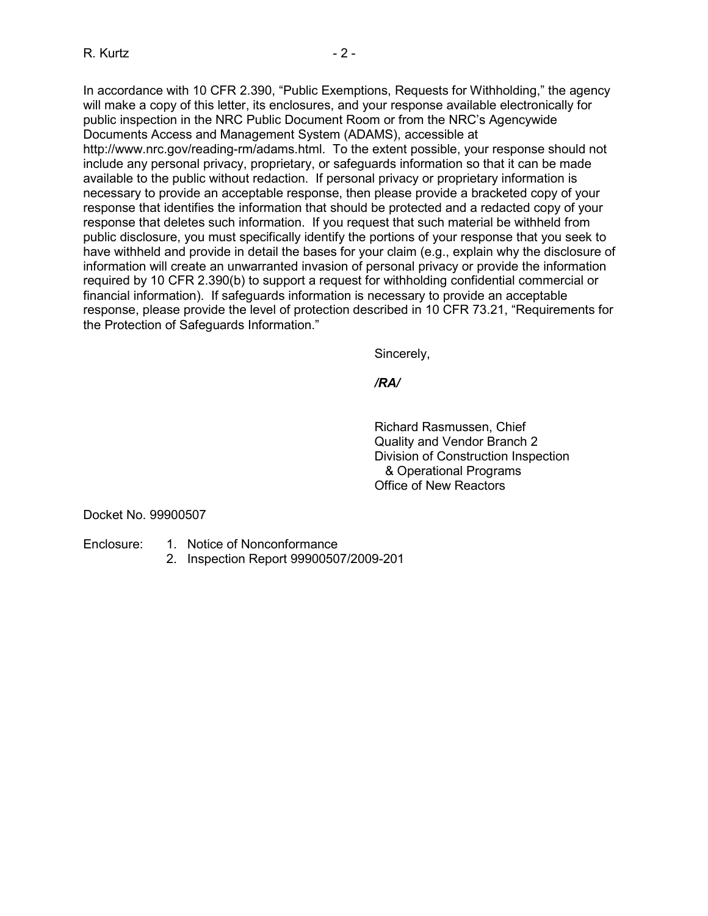In accordance with 10 CFR 2.390, "Public Exemptions, Requests for Withholding," the agency will make a copy of this letter, its enclosures, and your response available electronically for public inspection in the NRC Public Document Room or from the NRC's Agencywide Documents Access and Management System (ADAMS), accessible at http://www.nrc.gov/reading-rm/adams.html. To the extent possible, your response should not include any personal privacy, proprietary, or safeguards information so that it can be made available to the public without redaction. If personal privacy or proprietary information is necessary to provide an acceptable response, then please provide a bracketed copy of your response that identifies the information that should be protected and a redacted copy of your response that deletes such information. If you request that such material be withheld from public disclosure, you must specifically identify the portions of your response that you seek to have withheld and provide in detail the bases for your claim (e.g., explain why the disclosure of information will create an unwarranted invasion of personal privacy or provide the information required by 10 CFR 2.390(b) to support a request for withholding confidential commercial or financial information). If safeguards information is necessary to provide an acceptable response, please provide the level of protection described in 10 CFR 73.21, "Requirements for the Protection of Safeguards Information."

Sincerely,

***/RA/***

Richard Rasmussen, Chief
Quality and Vendor Branch 2
Division of Construction Inspection
& Operational Programs
Office of New Reactors

Docket No. 99900507

Enclosure:
1. Notice of Nonconformance
2. Inspection Report 99900507/2009-201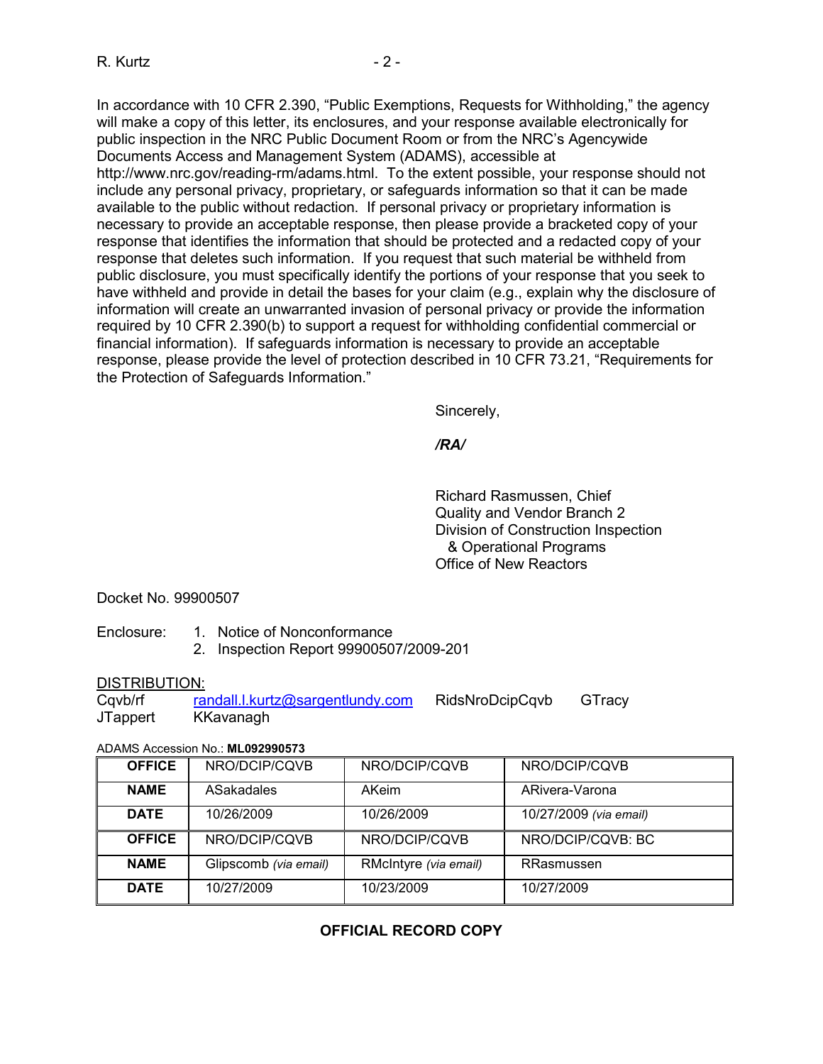In accordance with 10 CFR 2.390, "Public Exemptions, Requests for Withholding," the agency will make a copy of this letter, its enclosures, and your response available electronically for public inspection in the NRC Public Document Room or from the NRC's Agencywide Documents Access and Management System (ADAMS), accessible at http://www.nrc.gov/reading-rm/adams.html. To the extent possible, your response should not include any personal privacy, proprietary, or safeguards information so that it can be made available to the public without redaction. If personal privacy or proprietary information is necessary to provide an acceptable response, then please provide a bracketed copy of your response that identifies the information that should be protected and a redacted copy of your response that deletes such information. If you request that such material be withheld from public disclosure, you must specifically identify the portions of your response that you seek to have withheld and provide in detail the bases for your claim (e.g., explain why the disclosure of information will create an unwarranted invasion of personal privacy or provide the information required by 10 CFR 2.390(b) to support a request for withholding confidential commercial or financial information). If safeguards information is necessary to provide an acceptable response, please provide the level of protection described in 10 CFR 73.21, "Requirements for the Protection of Safeguards Information."

Sincerely,

***/RA/***

Richard Rasmussen, Chief
Quality and Vendor Branch 2
Division of Construction Inspection
& Operational Programs
Office of New Reactors

Docket No. 99900507

Enclosure:
1. Notice of Nonconformance
2. Inspection Report 99900507/2009-201

DISTRIBUTION:

Cqvb/rf randall.l.kurtz@sargentlundy.com RidsNroDcipCqvb GTracy
JTappert KKavanagh

ADAMS Accession No.: **ML092990573**

| **OFFICE** | NRO/DCIP/CQVB | NRO/DCIP/CQVB | NRO/DCIP/CQVB |
|---|---|---|---|
| **NAME** | ASakadales | AKeim | ARivera-Varona |
| **DATE** | 10/26/2009 | 10/26/2009 | 10/27/2009 *(via email)* |
| **OFFICE** | NRO/DCIP/CQVB | NRO/DCIP/CQVB | NRO/DCIP/CQVB: BC |
| **NAME** | Glipscomb *(via email)* | RMcIntyre *(via email)* | RRasmussen |
| **DATE** | 10/27/2009 | 10/23/2009 | 10/27/2009 |

**OFFICIAL RECORD COPY**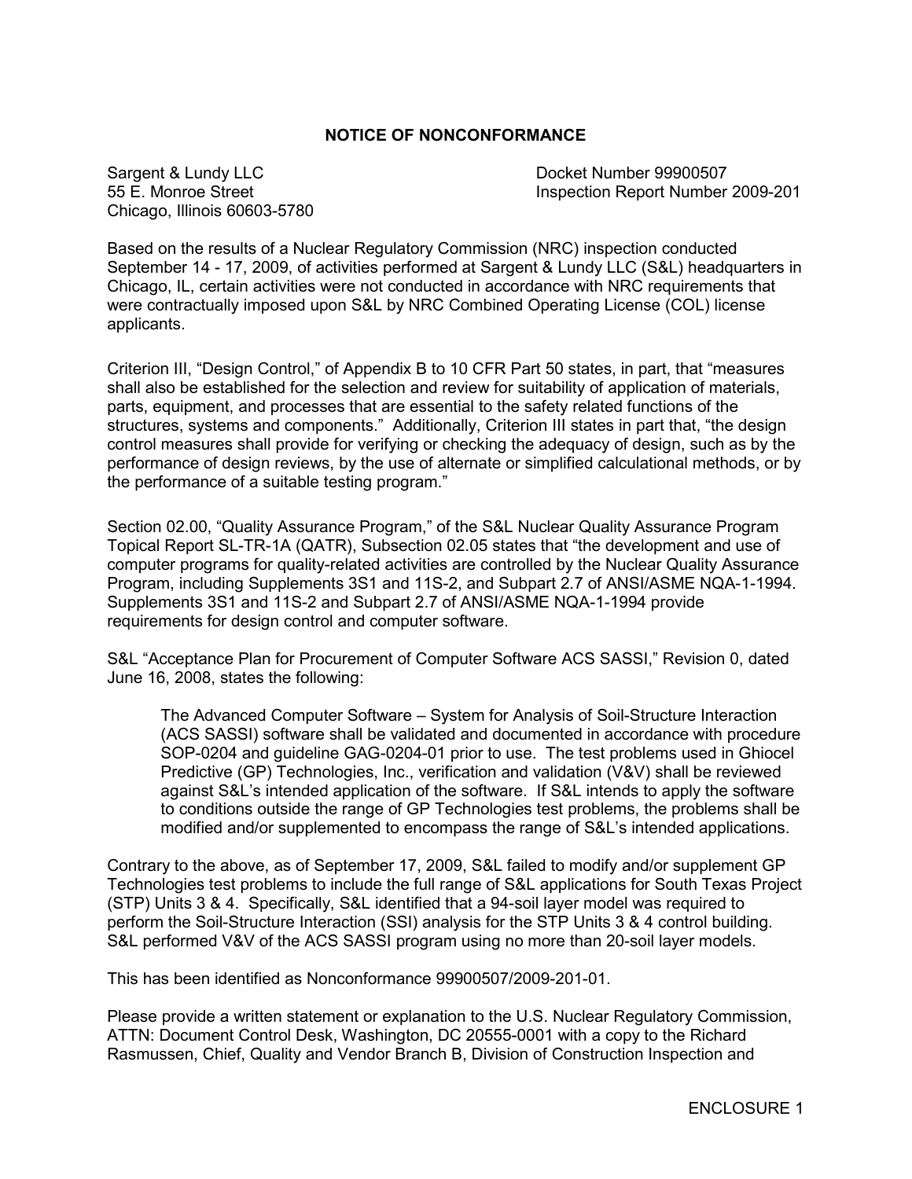# NOTICE OF NONCONFORMANCE

Sargent & Lundy LLC
55 E. Monroe Street
Chicago, Illinois 60603-5780

Docket Number 99900507
Inspection Report Number 2009-201

Based on the results of a Nuclear Regulatory Commission (NRC) inspection conducted September 14 - 17, 2009, of activities performed at Sargent & Lundy LLC (S&L) headquarters in Chicago, IL, certain activities were not conducted in accordance with NRC requirements that were contractually imposed upon S&L by NRC Combined Operating License (COL) license applicants.

Criterion III, "Design Control," of Appendix B to 10 CFR Part 50 states, in part, that "measures shall also be established for the selection and review for suitability of application of materials, parts, equipment, and processes that are essential to the safety related functions of the structures, systems and components." Additionally, Criterion III states in part that, "the design control measures shall provide for verifying or checking the adequacy of design, such as by the performance of design reviews, by the use of alternate or simplified calculational methods, or by the performance of a suitable testing program."

Section 02.00, "Quality Assurance Program," of the S&L Nuclear Quality Assurance Program Topical Report SL-TR-1A (QATR), Subsection 02.05 states that "the development and use of computer programs for quality-related activities are controlled by the Nuclear Quality Assurance Program, including Supplements 3S1 and 11S-2, and Subpart 2.7 of ANSI/ASME NQA-1-1994. Supplements 3S1 and 11S-2 and Subpart 2.7 of ANSI/ASME NQA-1-1994 provide requirements for design control and computer software.

S&L "Acceptance Plan for Procurement of Computer Software ACS SASSI," Revision 0, dated June 16, 2008, states the following:

> The Advanced Computer Software – System for Analysis of Soil-Structure Interaction (ACS SASSI) software shall be validated and documented in accordance with procedure SOP-0204 and guideline GAG-0204-01 prior to use. The test problems used in Ghiocel Predictive (GP) Technologies, Inc., verification and validation (V&V) shall be reviewed against S&L's intended application of the software. If S&L intends to apply the software to conditions outside the range of GP Technologies test problems, the problems shall be modified and/or supplemented to encompass the range of S&L's intended applications.

Contrary to the above, as of September 17, 2009, S&L failed to modify and/or supplement GP Technologies test problems to include the full range of S&L applications for South Texas Project (STP) Units 3 & 4. Specifically, S&L identified that a 94-soil layer model was required to perform the Soil-Structure Interaction (SSI) analysis for the STP Units 3 & 4 control building. S&L performed V&V of the ACS SASSI program using no more than 20-soil layer models.

This has been identified as Nonconformance 99900507/2009-201-01.

Please provide a written statement or explanation to the U.S. Nuclear Regulatory Commission, ATTN: Document Control Desk, Washington, DC 20555-0001 with a copy to the Richard Rasmussen, Chief, Quality and Vendor Branch B, Division of Construction Inspection and

ENCLOSURE 1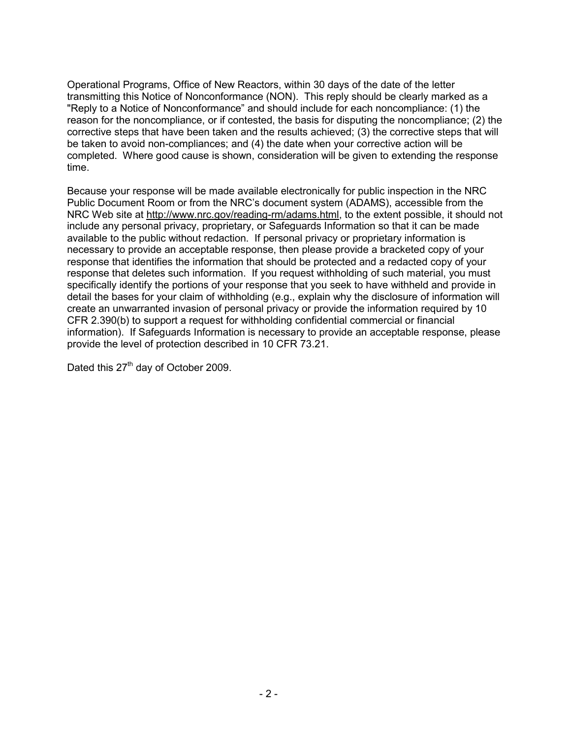Operational Programs, Office of New Reactors, within 30 days of the date of the letter transmitting this Notice of Nonconformance (NON). This reply should be clearly marked as a "Reply to a Notice of Nonconformance" and should include for each noncompliance: (1) the reason for the noncompliance, or if contested, the basis for disputing the noncompliance; (2) the corrective steps that have been taken and the results achieved; (3) the corrective steps that will be taken to avoid non-compliances; and (4) the date when your corrective action will be completed. Where good cause is shown, consideration will be given to extending the response time.

Because your response will be made available electronically for public inspection in the NRC Public Document Room or from the NRC's document system (ADAMS), accessible from the NRC Web site at http://www.nrc.gov/reading-rm/adams.html, to the extent possible, it should not include any personal privacy, proprietary, or Safeguards Information so that it can be made available to the public without redaction. If personal privacy or proprietary information is necessary to provide an acceptable response, then please provide a bracketed copy of your response that identifies the information that should be protected and a redacted copy of your response that deletes such information. If you request withholding of such material, you must specifically identify the portions of your response that you seek to have withheld and provide in detail the bases for your claim of withholding (e.g., explain why the disclosure of information will create an unwarranted invasion of personal privacy or provide the information required by 10 CFR 2.390(b) to support a request for withholding confidential commercial or financial information). If Safeguards Information is necessary to provide an acceptable response, please provide the level of protection described in 10 CFR 73.21.

Dated this 27th day of October 2009.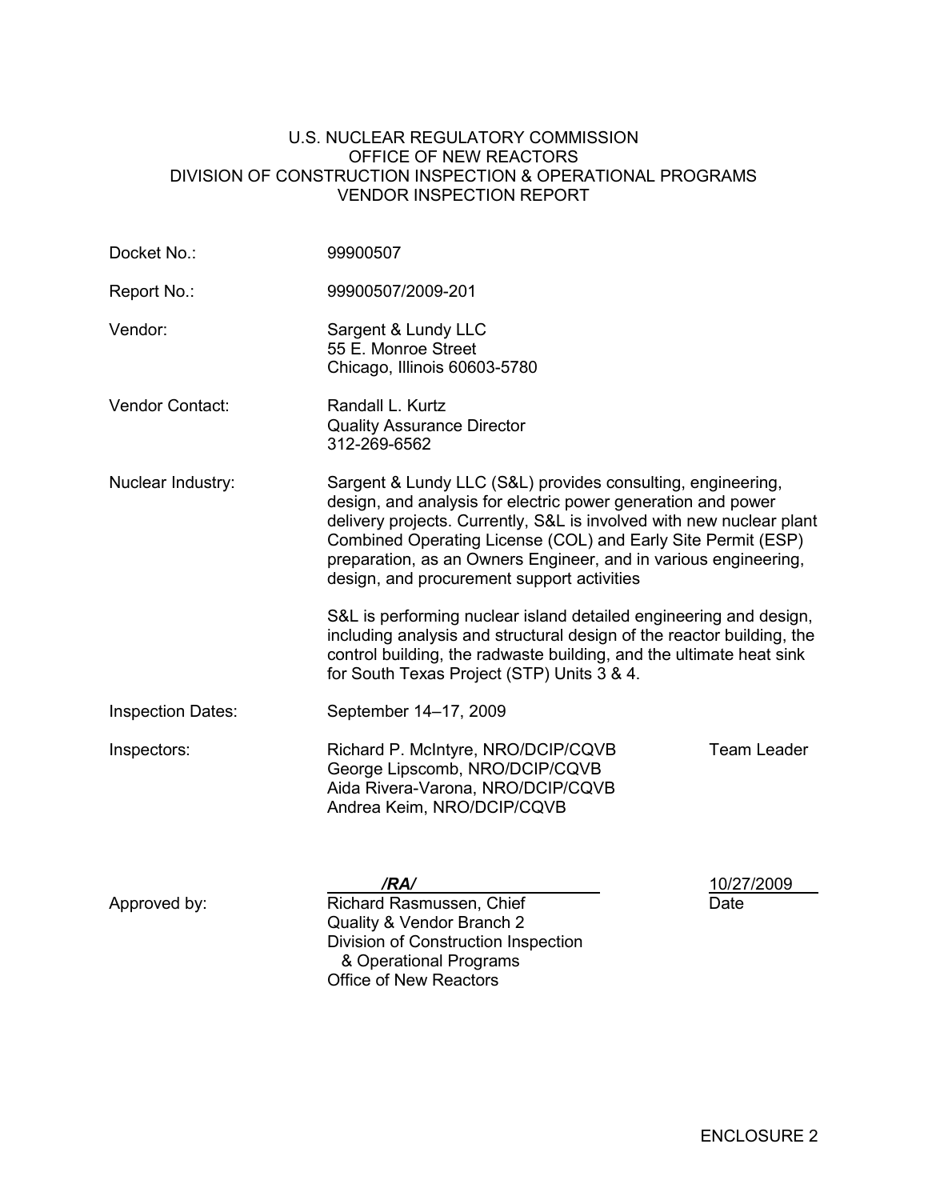U.S. NUCLEAR REGULATORY COMMISSION
OFFICE OF NEW REACTORS
DIVISION OF CONSTRUCTION INSPECTION & OPERATIONAL PROGRAMS
VENDOR INSPECTION REPORT

| | |
|---|---|
| Docket No.: | 99900507 |
| Report No.: | 99900507/2009-201 |
| Vendor: | Sargent & Lundy LLC<br>55 E. Monroe Street<br>Chicago, Illinois 60603-5780 |
| Vendor Contact: | Randall L. Kurtz<br>Quality Assurance Director<br>312-269-6562 |
| Nuclear Industry: | Sargent & Lundy LLC (S&L) provides consulting, engineering, design, and analysis for electric power generation and power delivery projects. Currently, S&L is involved with new nuclear plant Combined Operating License (COL) and Early Site Permit (ESP) preparation, as an Owners Engineer, and in various engineering, design, and procurement support activities<br><br>S&L is performing nuclear island detailed engineering and design, including analysis and structural design of the reactor building, the control building, the radwaste building, and the ultimate heat sink for South Texas Project (STP) Units 3 & 4. |
| Inspection Dates: | September 14–17, 2009 |
| Inspectors: | Richard P. McIntyre, NRO/DCIP/CQVB Team Leader<br>George Lipscomb, NRO/DCIP/CQVB<br>Aida Rivera-Varona, NRO/DCIP/CQVB<br>Andrea Keim, NRO/DCIP/CQVB |

Approved by: *__/RA/__* 10/27/2009
Richard Rasmussen, Chief Date
Quality & Vendor Branch 2
Division of Construction Inspection & Operational Programs
Office of New Reactors

ENCLOSURE 2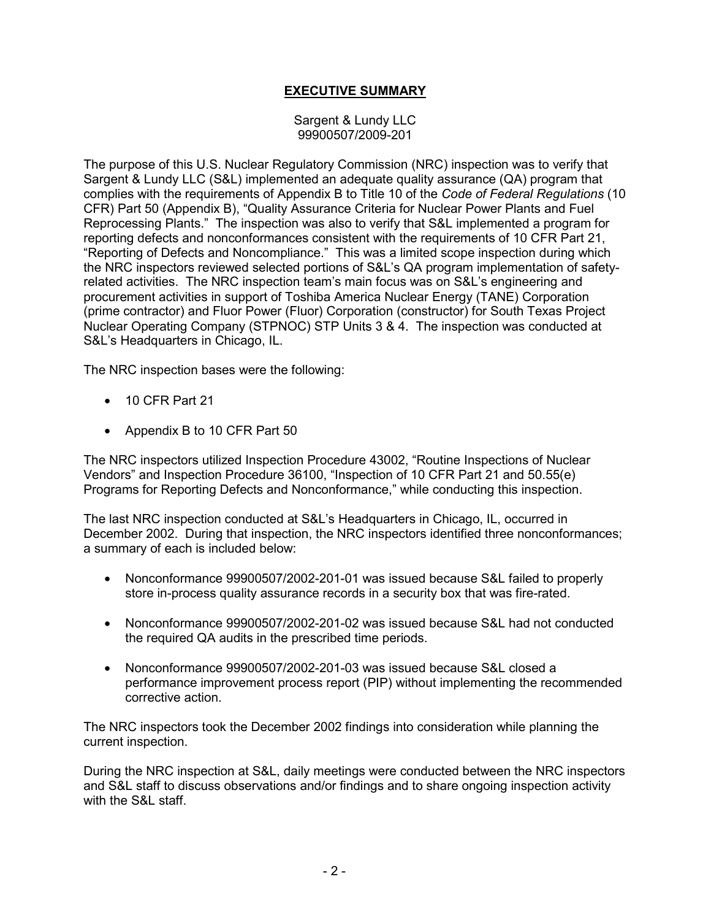## **EXECUTIVE SUMMARY**

Sargent & Lundy LLC
99900507/2009-201

The purpose of this U.S. Nuclear Regulatory Commission (NRC) inspection was to verify that Sargent & Lundy LLC (S&L) implemented an adequate quality assurance (QA) program that complies with the requirements of Appendix B to Title 10 of the *Code of Federal Regulations* (10 CFR) Part 50 (Appendix B), "Quality Assurance Criteria for Nuclear Power Plants and Fuel Reprocessing Plants." The inspection was also to verify that S&L implemented a program for reporting defects and nonconformances consistent with the requirements of 10 CFR Part 21, "Reporting of Defects and Noncompliance." This was a limited scope inspection during which the NRC inspectors reviewed selected portions of S&L's QA program implementation of safety-related activities. The NRC inspection team's main focus was on S&L's engineering and procurement activities in support of Toshiba America Nuclear Energy (TANE) Corporation (prime contractor) and Fluor Power (Fluor) Corporation (constructor) for South Texas Project Nuclear Operating Company (STPNOC) STP Units 3 & 4. The inspection was conducted at S&L's Headquarters in Chicago, IL.

The NRC inspection bases were the following:

- 10 CFR Part 21
- Appendix B to 10 CFR Part 50

The NRC inspectors utilized Inspection Procedure 43002, "Routine Inspections of Nuclear Vendors" and Inspection Procedure 36100, "Inspection of 10 CFR Part 21 and 50.55(e) Programs for Reporting Defects and Nonconformance," while conducting this inspection.

The last NRC inspection conducted at S&L's Headquarters in Chicago, IL, occurred in December 2002. During that inspection, the NRC inspectors identified three nonconformances; a summary of each is included below:

- Nonconformance 99900507/2002-201-01 was issued because S&L failed to properly store in-process quality assurance records in a security box that was fire-rated.
- Nonconformance 99900507/2002-201-02 was issued because S&L had not conducted the required QA audits in the prescribed time periods.
- Nonconformance 99900507/2002-201-03 was issued because S&L closed a performance improvement process report (PIP) without implementing the recommended corrective action.

The NRC inspectors took the December 2002 findings into consideration while planning the current inspection.

During the NRC inspection at S&L, daily meetings were conducted between the NRC inspectors and S&L staff to discuss observations and/or findings and to share ongoing inspection activity with the S&L staff.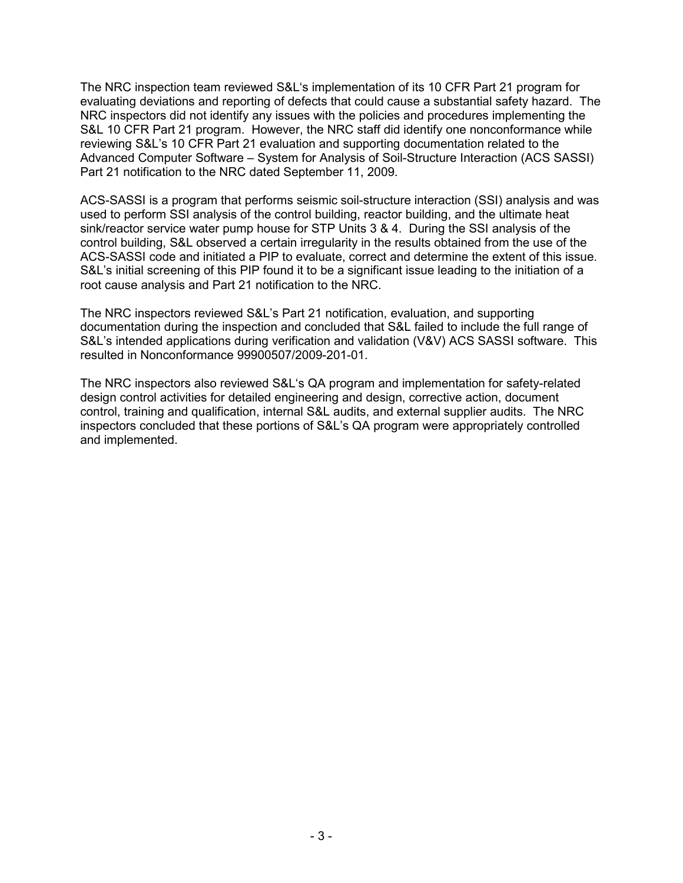The NRC inspection team reviewed S&L's implementation of its 10 CFR Part 21 program for evaluating deviations and reporting of defects that could cause a substantial safety hazard. The NRC inspectors did not identify any issues with the policies and procedures implementing the S&L 10 CFR Part 21 program. However, the NRC staff did identify one nonconformance while reviewing S&L's 10 CFR Part 21 evaluation and supporting documentation related to the Advanced Computer Software – System for Analysis of Soil-Structure Interaction (ACS SASSI) Part 21 notification to the NRC dated September 11, 2009.

ACS-SASSI is a program that performs seismic soil-structure interaction (SSI) analysis and was used to perform SSI analysis of the control building, reactor building, and the ultimate heat sink/reactor service water pump house for STP Units 3 & 4. During the SSI analysis of the control building, S&L observed a certain irregularity in the results obtained from the use of the ACS-SASSI code and initiated a PIP to evaluate, correct and determine the extent of this issue. S&L's initial screening of this PIP found it to be a significant issue leading to the initiation of a root cause analysis and Part 21 notification to the NRC.

The NRC inspectors reviewed S&L's Part 21 notification, evaluation, and supporting documentation during the inspection and concluded that S&L failed to include the full range of S&L's intended applications during verification and validation (V&V) ACS SASSI software. This resulted in Nonconformance 99900507/2009-201-01.

The NRC inspectors also reviewed S&L's QA program and implementation for safety-related design control activities for detailed engineering and design, corrective action, document control, training and qualification, internal S&L audits, and external supplier audits. The NRC inspectors concluded that these portions of S&L's QA program were appropriately controlled and implemented.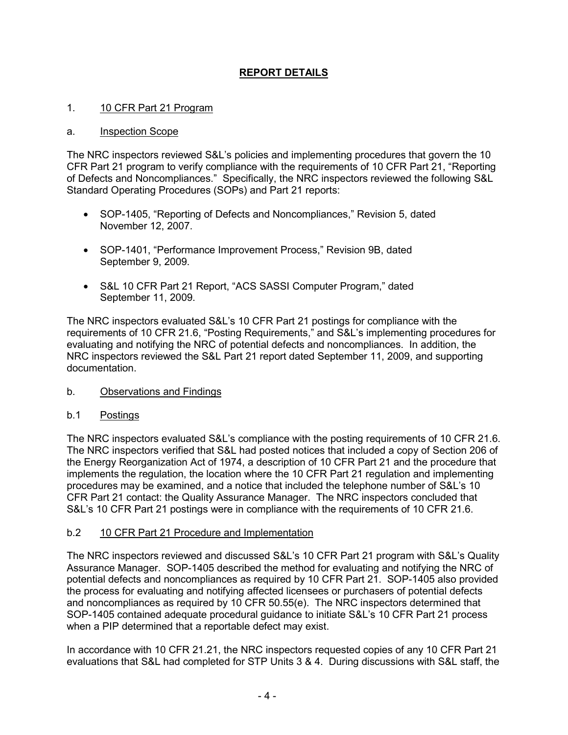# REPORT DETAILS

1. 10 CFR Part 21 Program

a. Inspection Scope

The NRC inspectors reviewed S&L's policies and implementing procedures that govern the 10 CFR Part 21 program to verify compliance with the requirements of 10 CFR Part 21, "Reporting of Defects and Noncompliances." Specifically, the NRC inspectors reviewed the following S&L Standard Operating Procedures (SOPs) and Part 21 reports:

- SOP-1405, "Reporting of Defects and Noncompliances," Revision 5, dated November 12, 2007.
- SOP-1401, "Performance Improvement Process," Revision 9B, dated September 9, 2009.
- S&L 10 CFR Part 21 Report, "ACS SASSI Computer Program," dated September 11, 2009.

The NRC inspectors evaluated S&L's 10 CFR Part 21 postings for compliance with the requirements of 10 CFR 21.6, "Posting Requirements," and S&L's implementing procedures for evaluating and notifying the NRC of potential defects and noncompliances. In addition, the NRC inspectors reviewed the S&L Part 21 report dated September 11, 2009, and supporting documentation.

b. Observations and Findings

b.1 Postings

The NRC inspectors evaluated S&L's compliance with the posting requirements of 10 CFR 21.6. The NRC inspectors verified that S&L had posted notices that included a copy of Section 206 of the Energy Reorganization Act of 1974, a description of 10 CFR Part 21 and the procedure that implements the regulation, the location where the 10 CFR Part 21 regulation and implementing procedures may be examined, and a notice that included the telephone number of S&L's 10 CFR Part 21 contact: the Quality Assurance Manager. The NRC inspectors concluded that S&L's 10 CFR Part 21 postings were in compliance with the requirements of 10 CFR 21.6.

b.2 10 CFR Part 21 Procedure and Implementation

The NRC inspectors reviewed and discussed S&L's 10 CFR Part 21 program with S&L's Quality Assurance Manager. SOP-1405 described the method for evaluating and notifying the NRC of potential defects and noncompliances as required by 10 CFR Part 21. SOP-1405 also provided the process for evaluating and notifying affected licensees or purchasers of potential defects and noncompliances as required by 10 CFR 50.55(e). The NRC inspectors determined that SOP-1405 contained adequate procedural guidance to initiate S&L's 10 CFR Part 21 process when a PIP determined that a reportable defect may exist.

In accordance with 10 CFR 21.21, the NRC inspectors requested copies of any 10 CFR Part 21 evaluations that S&L had completed for STP Units 3 & 4. During discussions with S&L staff, the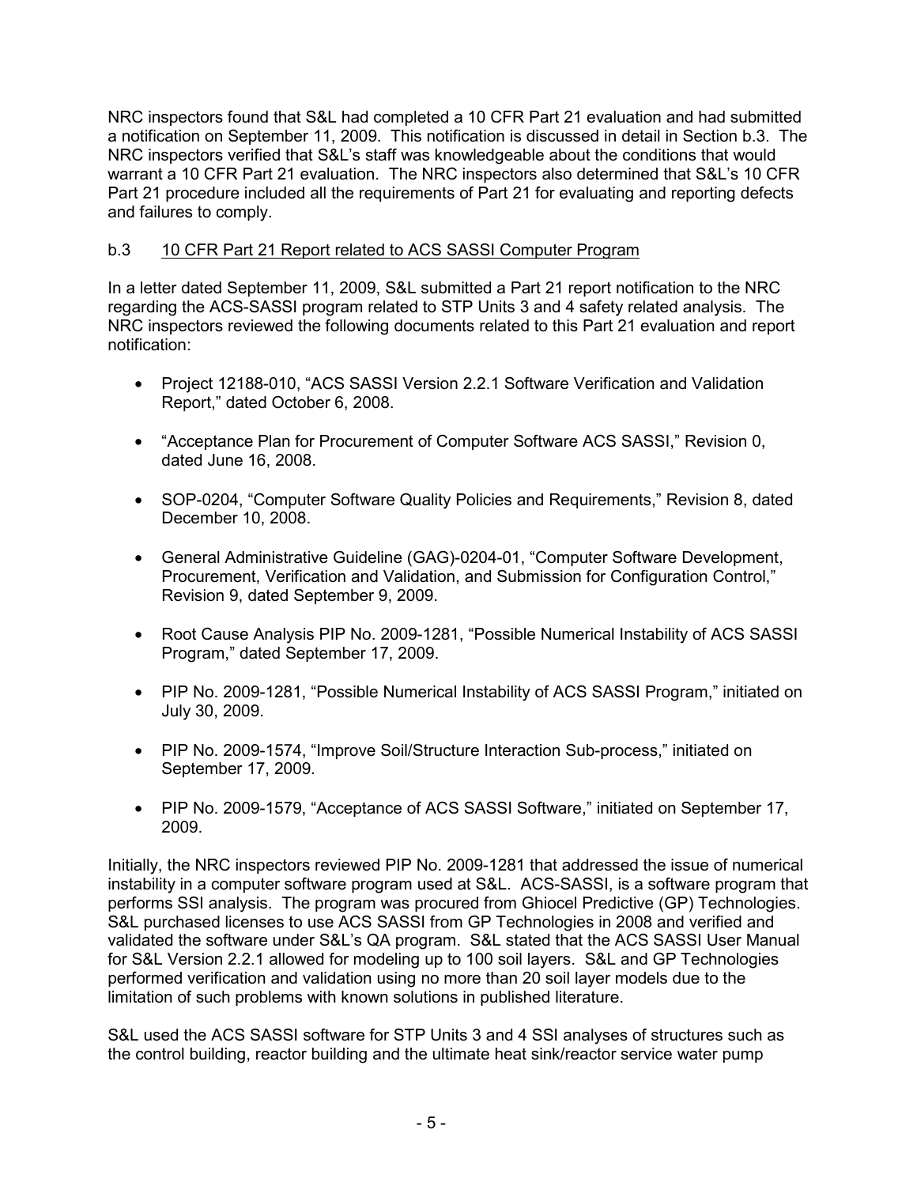NRC inspectors found that S&L had completed a 10 CFR Part 21 evaluation and had submitted a notification on September 11, 2009. This notification is discussed in detail in Section b.3. The NRC inspectors verified that S&L's staff was knowledgeable about the conditions that would warrant a 10 CFR Part 21 evaluation. The NRC inspectors also determined that S&L's 10 CFR Part 21 procedure included all the requirements of Part 21 for evaluating and reporting defects and failures to comply.

b.3 10 CFR Part 21 Report related to ACS SASSI Computer Program

In a letter dated September 11, 2009, S&L submitted a Part 21 report notification to the NRC regarding the ACS-SASSI program related to STP Units 3 and 4 safety related analysis. The NRC inspectors reviewed the following documents related to this Part 21 evaluation and report notification:

- Project 12188-010, "ACS SASSI Version 2.2.1 Software Verification and Validation Report," dated October 6, 2008.
- "Acceptance Plan for Procurement of Computer Software ACS SASSI," Revision 0, dated June 16, 2008.
- SOP-0204, "Computer Software Quality Policies and Requirements," Revision 8, dated December 10, 2008.
- General Administrative Guideline (GAG)-0204-01, "Computer Software Development, Procurement, Verification and Validation, and Submission for Configuration Control," Revision 9, dated September 9, 2009.
- Root Cause Analysis PIP No. 2009-1281, "Possible Numerical Instability of ACS SASSI Program," dated September 17, 2009.
- PIP No. 2009-1281, "Possible Numerical Instability of ACS SASSI Program," initiated on July 30, 2009.
- PIP No. 2009-1574, "Improve Soil/Structure Interaction Sub-process," initiated on September 17, 2009.
- PIP No. 2009-1579, "Acceptance of ACS SASSI Software," initiated on September 17, 2009.

Initially, the NRC inspectors reviewed PIP No. 2009-1281 that addressed the issue of numerical instability in a computer software program used at S&L. ACS-SASSI, is a software program that performs SSI analysis. The program was procured from Ghiocel Predictive (GP) Technologies. S&L purchased licenses to use ACS SASSI from GP Technologies in 2008 and verified and validated the software under S&L's QA program. S&L stated that the ACS SASSI User Manual for S&L Version 2.2.1 allowed for modeling up to 100 soil layers. S&L and GP Technologies performed verification and validation using no more than 20 soil layer models due to the limitation of such problems with known solutions in published literature.

S&L used the ACS SASSI software for STP Units 3 and 4 SSI analyses of structures such as the control building, reactor building and the ultimate heat sink/reactor service water pump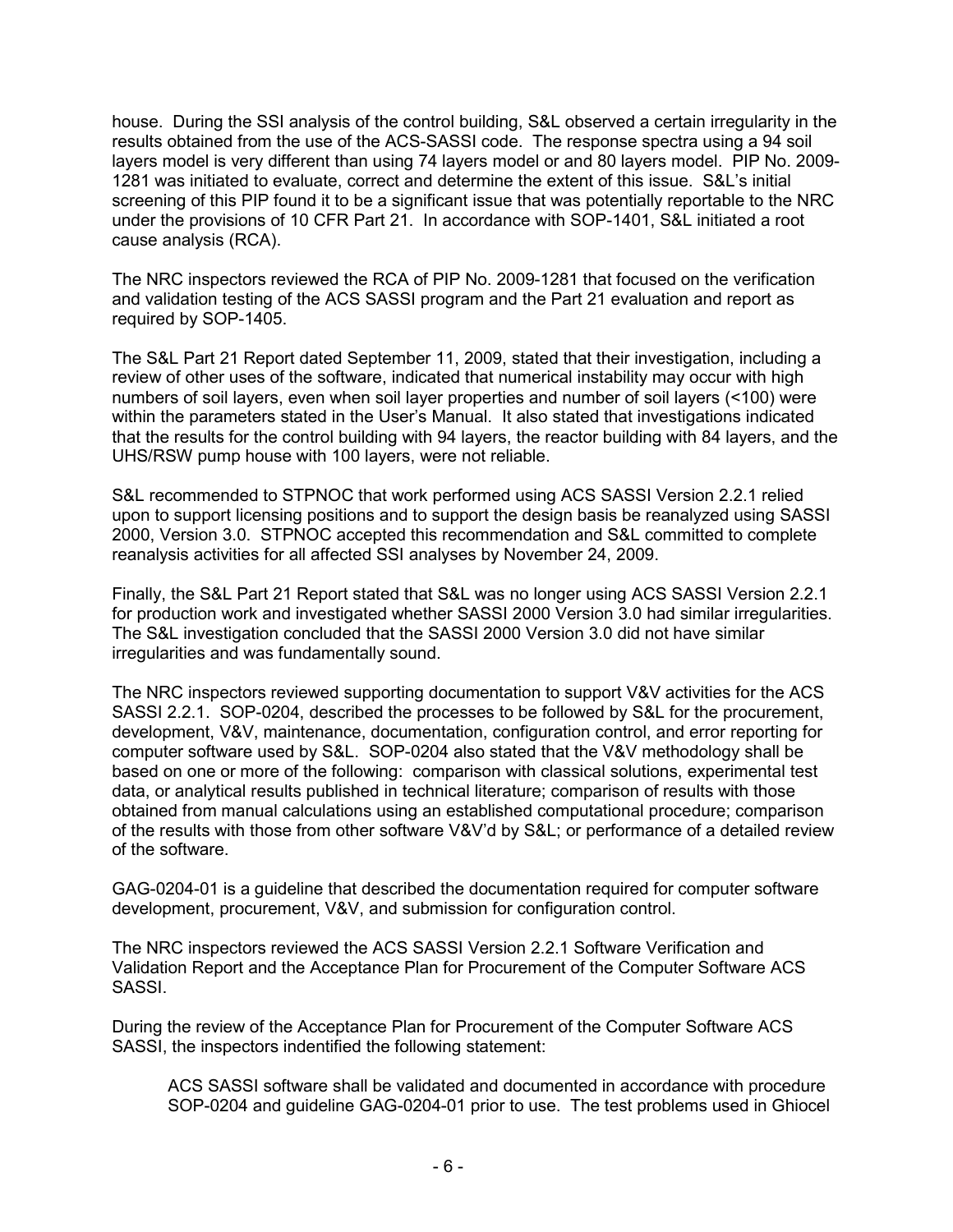house. During the SSI analysis of the control building, S&L observed a certain irregularity in the results obtained from the use of the ACS-SASSI code. The response spectra using a 94 soil layers model is very different than using 74 layers model or and 80 layers model. PIP No. 2009-1281 was initiated to evaluate, correct and determine the extent of this issue. S&L's initial screening of this PIP found it to be a significant issue that was potentially reportable to the NRC under the provisions of 10 CFR Part 21. In accordance with SOP-1401, S&L initiated a root cause analysis (RCA).

The NRC inspectors reviewed the RCA of PIP No. 2009-1281 that focused on the verification and validation testing of the ACS SASSI program and the Part 21 evaluation and report as required by SOP-1405.

The S&L Part 21 Report dated September 11, 2009, stated that their investigation, including a review of other uses of the software, indicated that numerical instability may occur with high numbers of soil layers, even when soil layer properties and number of soil layers (<100) were within the parameters stated in the User's Manual. It also stated that investigations indicated that the results for the control building with 94 layers, the reactor building with 84 layers, and the UHS/RSW pump house with 100 layers, were not reliable.

S&L recommended to STPNOC that work performed using ACS SASSI Version 2.2.1 relied upon to support licensing positions and to support the design basis be reanalyzed using SASSI 2000, Version 3.0. STPNOC accepted this recommendation and S&L committed to complete reanalysis activities for all affected SSI analyses by November 24, 2009.

Finally, the S&L Part 21 Report stated that S&L was no longer using ACS SASSI Version 2.2.1 for production work and investigated whether SASSI 2000 Version 3.0 had similar irregularities. The S&L investigation concluded that the SASSI 2000 Version 3.0 did not have similar irregularities and was fundamentally sound.

The NRC inspectors reviewed supporting documentation to support V&V activities for the ACS SASSI 2.2.1. SOP-0204, described the processes to be followed by S&L for the procurement, development, V&V, maintenance, documentation, configuration control, and error reporting for computer software used by S&L. SOP-0204 also stated that the V&V methodology shall be based on one or more of the following: comparison with classical solutions, experimental test data, or analytical results published in technical literature; comparison of results with those obtained from manual calculations using an established computational procedure; comparison of the results with those from other software V&V'd by S&L; or performance of a detailed review of the software.

GAG-0204-01 is a guideline that described the documentation required for computer software development, procurement, V&V, and submission for configuration control.

The NRC inspectors reviewed the ACS SASSI Version 2.2.1 Software Verification and Validation Report and the Acceptance Plan for Procurement of the Computer Software ACS SASSI.

During the review of the Acceptance Plan for Procurement of the Computer Software ACS SASSI, the inspectors indentified the following statement:

> ACS SASSI software shall be validated and documented in accordance with procedure SOP-0204 and guideline GAG-0204-01 prior to use. The test problems used in Ghiocel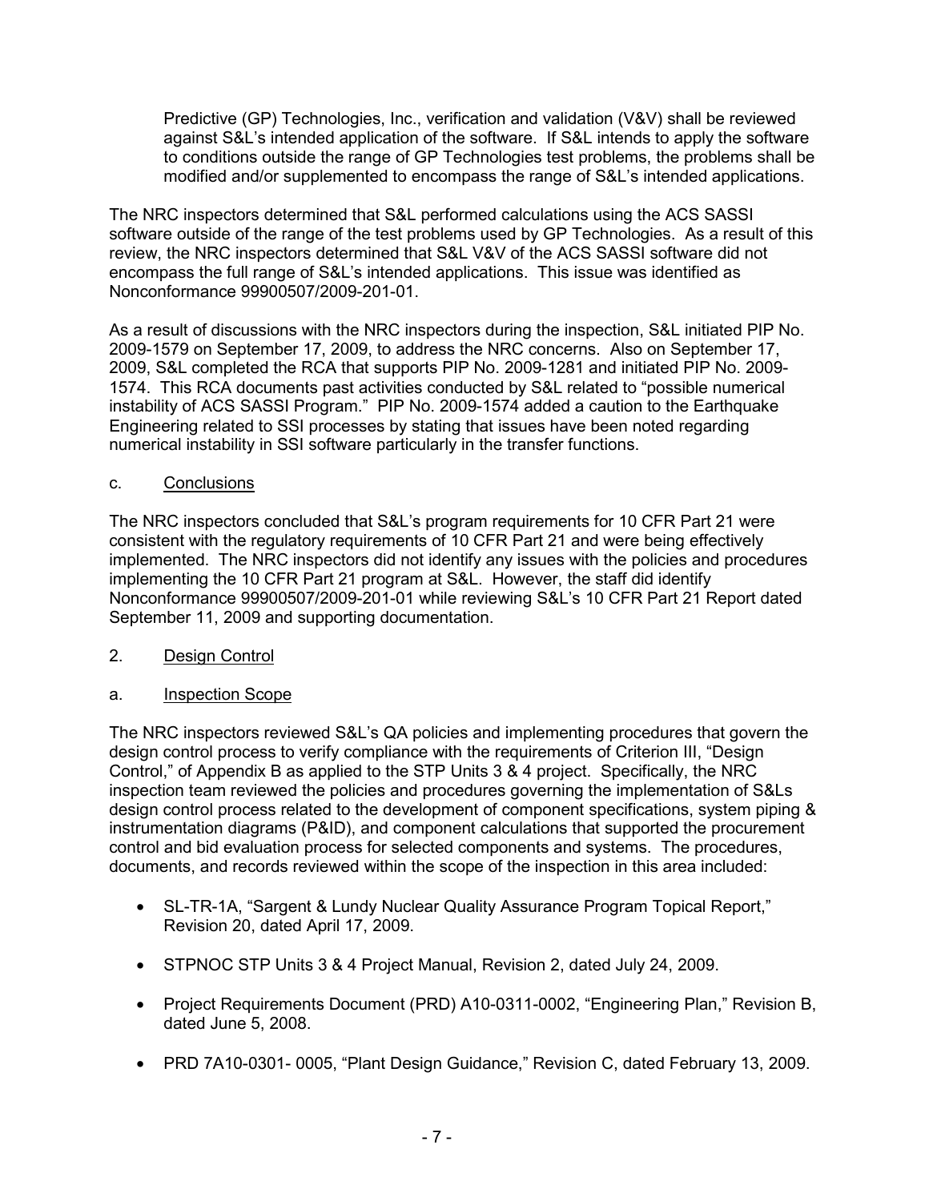Predictive (GP) Technologies, Inc., verification and validation (V&V) shall be reviewed against S&L's intended application of the software. If S&L intends to apply the software to conditions outside the range of GP Technologies test problems, the problems shall be modified and/or supplemented to encompass the range of S&L's intended applications.

The NRC inspectors determined that S&L performed calculations using the ACS SASSI software outside of the range of the test problems used by GP Technologies. As a result of this review, the NRC inspectors determined that S&L V&V of the ACS SASSI software did not encompass the full range of S&L's intended applications. This issue was identified as Nonconformance 99900507/2009-201-01.

As a result of discussions with the NRC inspectors during the inspection, S&L initiated PIP No. 2009-1579 on September 17, 2009, to address the NRC concerns. Also on September 17, 2009, S&L completed the RCA that supports PIP No. 2009-1281 and initiated PIP No. 2009-1574. This RCA documents past activities conducted by S&L related to "possible numerical instability of ACS SASSI Program." PIP No. 2009-1574 added a caution to the Earthquake Engineering related to SSI processes by stating that issues have been noted regarding numerical instability in SSI software particularly in the transfer functions.

c. Conclusions

The NRC inspectors concluded that S&L's program requirements for 10 CFR Part 21 were consistent with the regulatory requirements of 10 CFR Part 21 and were being effectively implemented. The NRC inspectors did not identify any issues with the policies and procedures implementing the 10 CFR Part 21 program at S&L. However, the staff did identify Nonconformance 99900507/2009-201-01 while reviewing S&L's 10 CFR Part 21 Report dated September 11, 2009 and supporting documentation.

2. Design Control

a. Inspection Scope

The NRC inspectors reviewed S&L's QA policies and implementing procedures that govern the design control process to verify compliance with the requirements of Criterion III, "Design Control," of Appendix B as applied to the STP Units 3 & 4 project. Specifically, the NRC inspection team reviewed the policies and procedures governing the implementation of S&Ls design control process related to the development of component specifications, system piping & instrumentation diagrams (P&ID), and component calculations that supported the procurement control and bid evaluation process for selected components and systems. The procedures, documents, and records reviewed within the scope of the inspection in this area included:

- SL-TR-1A, "Sargent & Lundy Nuclear Quality Assurance Program Topical Report," Revision 20, dated April 17, 2009.
- STPNOC STP Units 3 & 4 Project Manual, Revision 2, dated July 24, 2009.
- Project Requirements Document (PRD) A10-0311-0002, "Engineering Plan," Revision B, dated June 5, 2008.
- PRD 7A10-0301- 0005, "Plant Design Guidance," Revision C, dated February 13, 2009.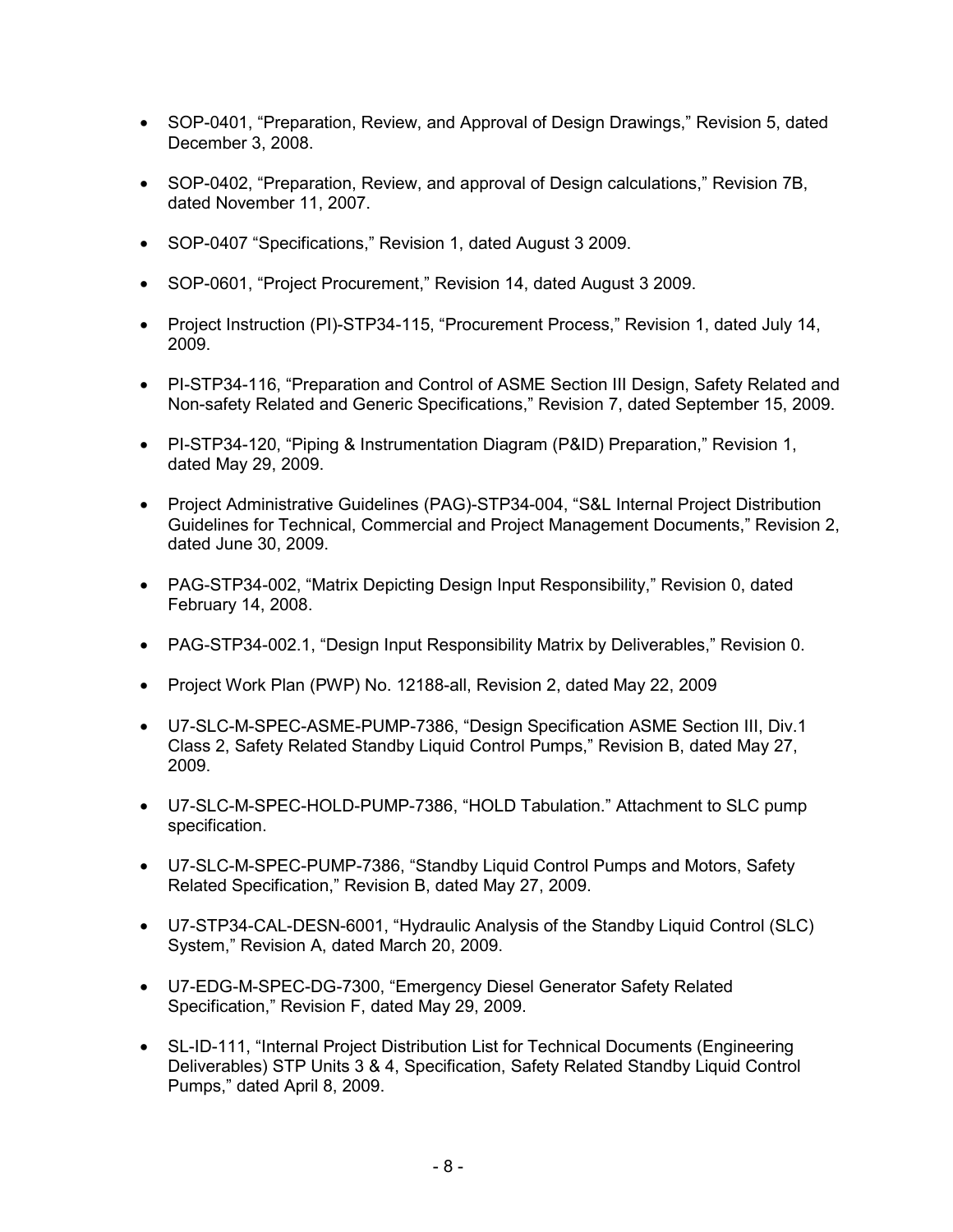- SOP-0401, “Preparation, Review, and Approval of Design Drawings,” Revision 5, dated December 3, 2008.

- SOP-0402, “Preparation, Review, and approval of Design calculations,” Revision 7B, dated November 11, 2007.

- SOP-0407 “Specifications,” Revision 1, dated August 3 2009.

- SOP-0601, “Project Procurement,” Revision 14, dated August 3 2009.

- Project Instruction (PI)-STP34-115, “Procurement Process,” Revision 1, dated July 14, 2009.

- PI-STP34-116, “Preparation and Control of ASME Section III Design, Safety Related and Non-safety Related and Generic Specifications,” Revision 7, dated September 15, 2009.

- PI-STP34-120, “Piping & Instrumentation Diagram (P&ID) Preparation,” Revision 1, dated May 29, 2009.

- Project Administrative Guidelines (PAG)-STP34-004, “S&L Internal Project Distribution Guidelines for Technical, Commercial and Project Management Documents,” Revision 2, dated June 30, 2009.

- PAG-STP34-002, “Matrix Depicting Design Input Responsibility,” Revision 0, dated February 14, 2008.

- PAG-STP34-002.1, “Design Input Responsibility Matrix by Deliverables,” Revision 0.

- Project Work Plan (PWP) No. 12188-all, Revision 2, dated May 22, 2009

- U7-SLC-M-SPEC-ASME-PUMP-7386, “Design Specification ASME Section III, Div.1 Class 2, Safety Related Standby Liquid Control Pumps,” Revision B, dated May 27, 2009.

- U7-SLC-M-SPEC-HOLD-PUMP-7386, “HOLD Tabulation.” Attachment to SLC pump specification.

- U7-SLC-M-SPEC-PUMP-7386, “Standby Liquid Control Pumps and Motors, Safety Related Specification,” Revision B, dated May 27, 2009.

- U7-STP34-CAL-DESN-6001, “Hydraulic Analysis of the Standby Liquid Control (SLC) System,” Revision A, dated March 20, 2009.

- U7-EDG-M-SPEC-DG-7300, “Emergency Diesel Generator Safety Related Specification,” Revision F, dated May 29, 2009.

- SL-ID-111, “Internal Project Distribution List for Technical Documents (Engineering Deliverables) STP Units 3 & 4, Specification, Safety Related Standby Liquid Control Pumps,” dated April 8, 2009.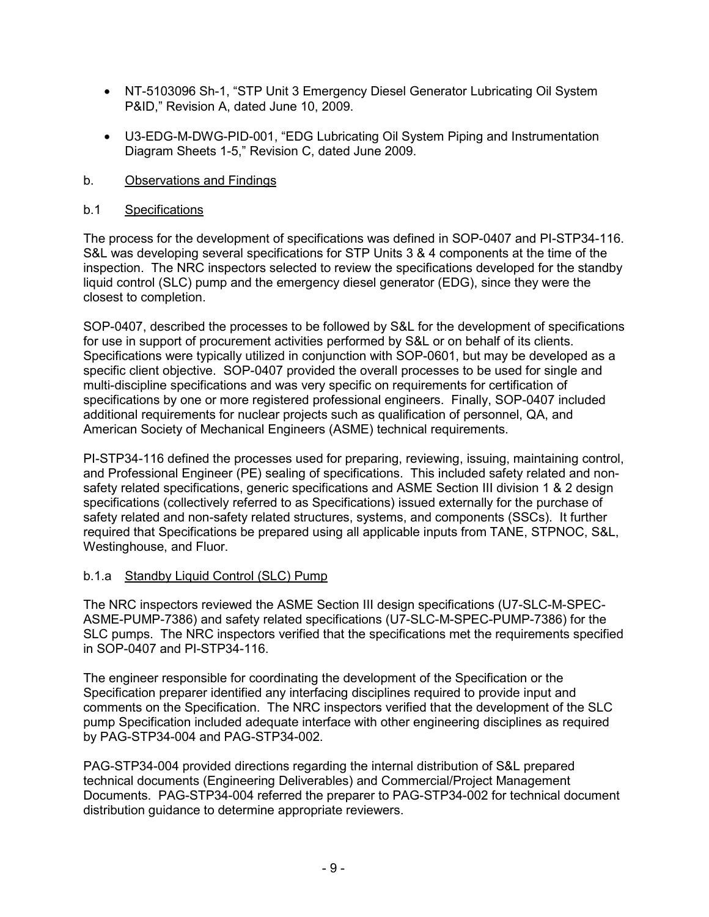- NT-5103096 Sh-1, "STP Unit 3 Emergency Diesel Generator Lubricating Oil System P&ID," Revision A, dated June 10, 2009.

- U3-EDG-M-DWG-PID-001, "EDG Lubricating Oil System Piping and Instrumentation Diagram Sheets 1-5," Revision C, dated June 2009.

b. Observations and Findings

b.1 Specifications

The process for the development of specifications was defined in SOP-0407 and PI-STP34-116. S&L was developing several specifications for STP Units 3 & 4 components at the time of the inspection. The NRC inspectors selected to review the specifications developed for the standby liquid control (SLC) pump and the emergency diesel generator (EDG), since they were the closest to completion.

SOP-0407, described the processes to be followed by S&L for the development of specifications for use in support of procurement activities performed by S&L or on behalf of its clients. Specifications were typically utilized in conjunction with SOP-0601, but may be developed as a specific client objective. SOP-0407 provided the overall processes to be used for single and multi-discipline specifications and was very specific on requirements for certification of specifications by one or more registered professional engineers. Finally, SOP-0407 included additional requirements for nuclear projects such as qualification of personnel, QA, and American Society of Mechanical Engineers (ASME) technical requirements.

PI-STP34-116 defined the processes used for preparing, reviewing, issuing, maintaining control, and Professional Engineer (PE) sealing of specifications. This included safety related and non-safety related specifications, generic specifications and ASME Section III division 1 & 2 design specifications (collectively referred to as Specifications) issued externally for the purchase of safety related and non-safety related structures, systems, and components (SSCs). It further required that Specifications be prepared using all applicable inputs from TANE, STPNOC, S&L, Westinghouse, and Fluor.

b.1.a Standby Liquid Control (SLC) Pump

The NRC inspectors reviewed the ASME Section III design specifications (U7-SLC-M-SPEC-ASME-PUMP-7386) and safety related specifications (U7-SLC-M-SPEC-PUMP-7386) for the SLC pumps. The NRC inspectors verified that the specifications met the requirements specified in SOP-0407 and PI-STP34-116.

The engineer responsible for coordinating the development of the Specification or the Specification preparer identified any interfacing disciplines required to provide input and comments on the Specification. The NRC inspectors verified that the development of the SLC pump Specification included adequate interface with other engineering disciplines as required by PAG-STP34-004 and PAG-STP34-002.

PAG-STP34-004 provided directions regarding the internal distribution of S&L prepared technical documents (Engineering Deliverables) and Commercial/Project Management Documents. PAG-STP34-004 referred the preparer to PAG-STP34-002 for technical document distribution guidance to determine appropriate reviewers.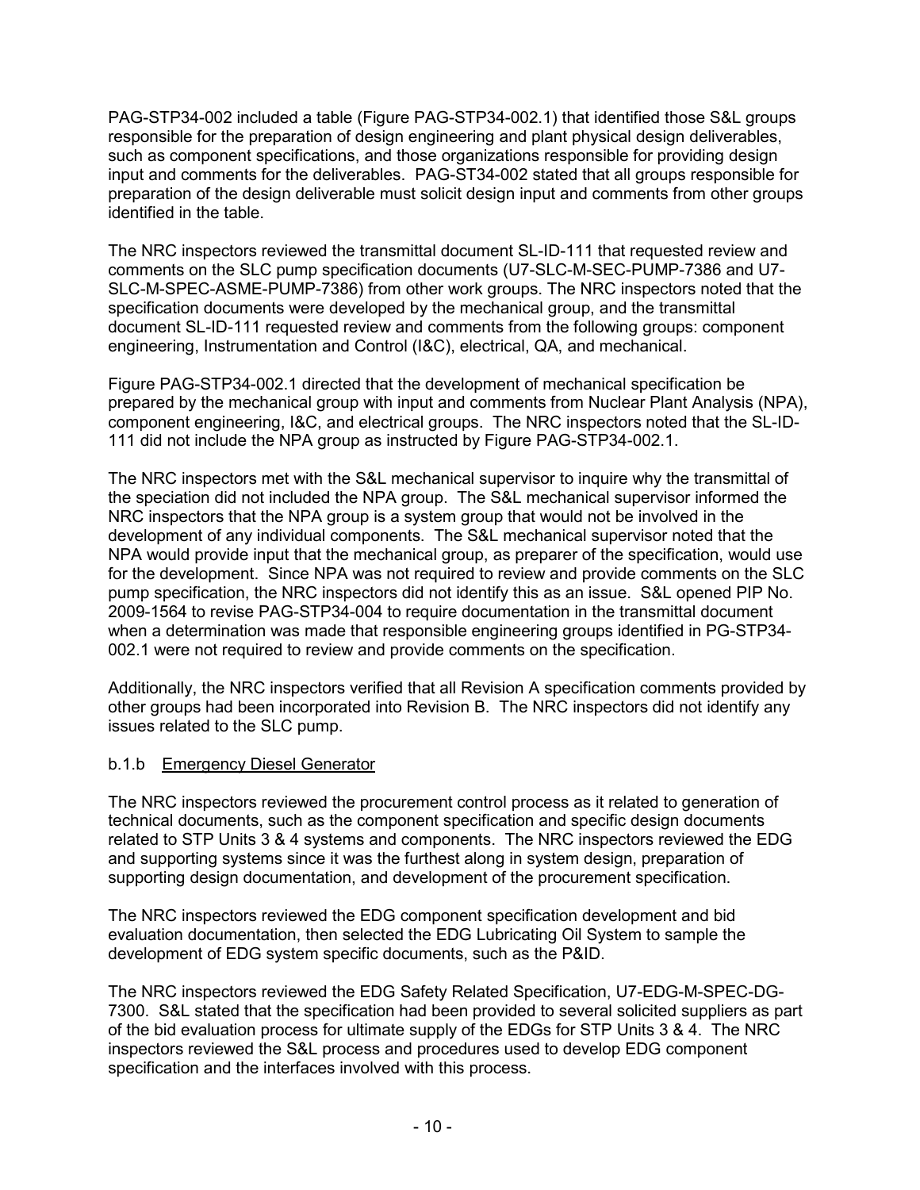PAG-STP34-002 included a table (Figure PAG-STP34-002.1) that identified those S&L groups responsible for the preparation of design engineering and plant physical design deliverables, such as component specifications, and those organizations responsible for providing design input and comments for the deliverables. PAG-ST34-002 stated that all groups responsible for preparation of the design deliverable must solicit design input and comments from other groups identified in the table.

The NRC inspectors reviewed the transmittal document SL-ID-111 that requested review and comments on the SLC pump specification documents (U7-SLC-M-SEC-PUMP-7386 and U7-SLC-M-SPEC-ASME-PUMP-7386) from other work groups. The NRC inspectors noted that the specification documents were developed by the mechanical group, and the transmittal document SL-ID-111 requested review and comments from the following groups: component engineering, Instrumentation and Control (I&C), electrical, QA, and mechanical.

Figure PAG-STP34-002.1 directed that the development of mechanical specification be prepared by the mechanical group with input and comments from Nuclear Plant Analysis (NPA), component engineering, I&C, and electrical groups. The NRC inspectors noted that the SL-ID-111 did not include the NPA group as instructed by Figure PAG-STP34-002.1.

The NRC inspectors met with the S&L mechanical supervisor to inquire why the transmittal of the speciation did not included the NPA group. The S&L mechanical supervisor informed the NRC inspectors that the NPA group is a system group that would not be involved in the development of any individual components. The S&L mechanical supervisor noted that the NPA would provide input that the mechanical group, as preparer of the specification, would use for the development. Since NPA was not required to review and provide comments on the SLC pump specification, the NRC inspectors did not identify this as an issue. S&L opened PIP No. 2009-1564 to revise PAG-STP34-004 to require documentation in the transmittal document when a determination was made that responsible engineering groups identified in PG-STP34-002.1 were not required to review and provide comments on the specification.

Additionally, the NRC inspectors verified that all Revision A specification comments provided by other groups had been incorporated into Revision B. The NRC inspectors did not identify any issues related to the SLC pump.

### b.1.b Emergency Diesel Generator

The NRC inspectors reviewed the procurement control process as it related to generation of technical documents, such as the component specification and specific design documents related to STP Units 3 & 4 systems and components. The NRC inspectors reviewed the EDG and supporting systems since it was the furthest along in system design, preparation of supporting design documentation, and development of the procurement specification.

The NRC inspectors reviewed the EDG component specification development and bid evaluation documentation, then selected the EDG Lubricating Oil System to sample the development of EDG system specific documents, such as the P&ID.

The NRC inspectors reviewed the EDG Safety Related Specification, U7-EDG-M-SPEC-DG-7300. S&L stated that the specification had been provided to several solicited suppliers as part of the bid evaluation process for ultimate supply of the EDGs for STP Units 3 & 4. The NRC inspectors reviewed the S&L process and procedures used to develop EDG component specification and the interfaces involved with this process.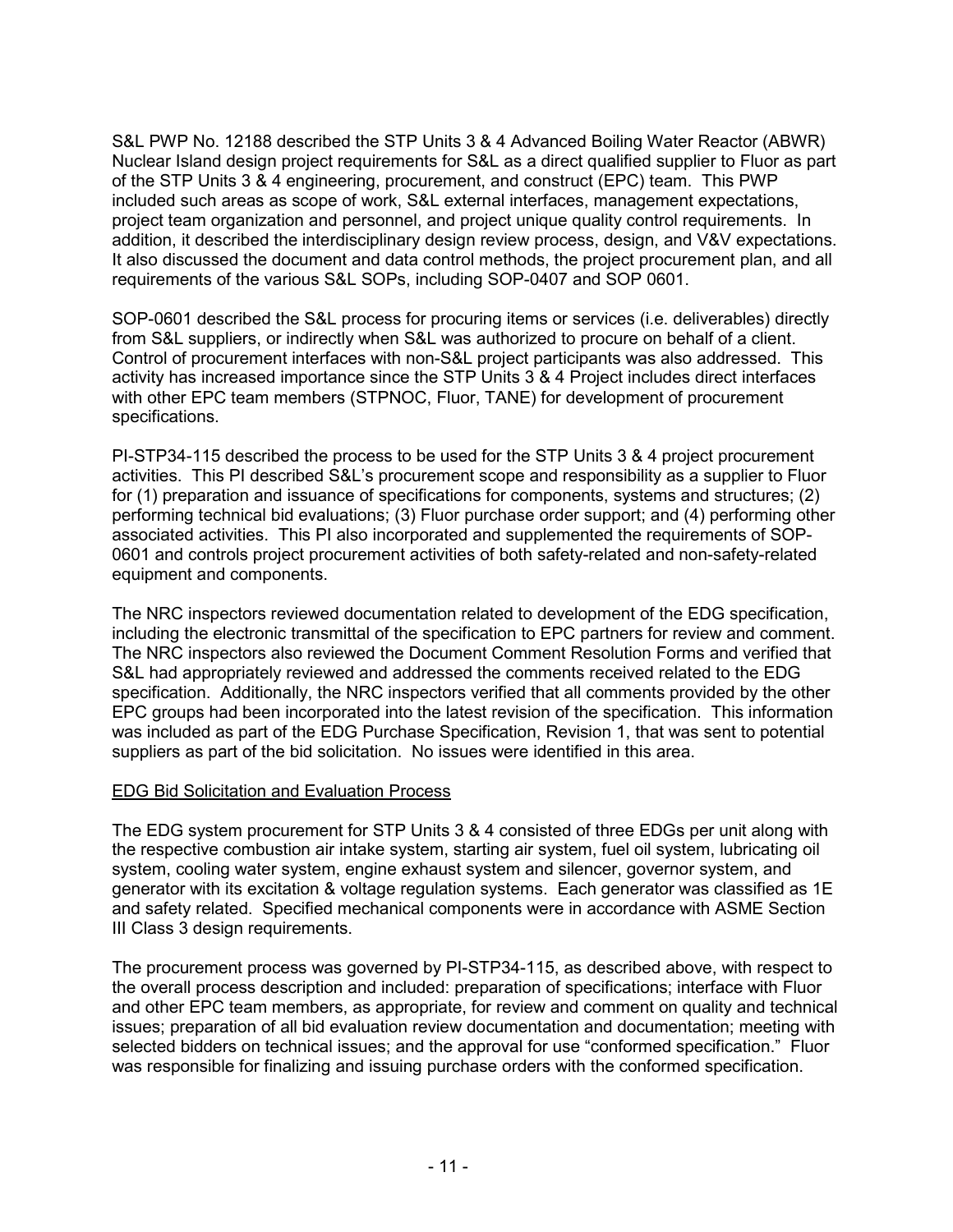S&L PWP No. 12188 described the STP Units 3 & 4 Advanced Boiling Water Reactor (ABWR) Nuclear Island design project requirements for S&L as a direct qualified supplier to Fluor as part of the STP Units 3 & 4 engineering, procurement, and construct (EPC) team. This PWP included such areas as scope of work, S&L external interfaces, management expectations, project team organization and personnel, and project unique quality control requirements. In addition, it described the interdisciplinary design review process, design, and V&V expectations. It also discussed the document and data control methods, the project procurement plan, and all requirements of the various S&L SOPs, including SOP-0407 and SOP 0601.

SOP-0601 described the S&L process for procuring items or services (i.e. deliverables) directly from S&L suppliers, or indirectly when S&L was authorized to procure on behalf of a client. Control of procurement interfaces with non-S&L project participants was also addressed. This activity has increased importance since the STP Units 3 & 4 Project includes direct interfaces with other EPC team members (STPNOC, Fluor, TANE) for development of procurement specifications.

PI-STP34-115 described the process to be used for the STP Units 3 & 4 project procurement activities. This PI described S&L's procurement scope and responsibility as a supplier to Fluor for (1) preparation and issuance of specifications for components, systems and structures; (2) performing technical bid evaluations; (3) Fluor purchase order support; and (4) performing other associated activities. This PI also incorporated and supplemented the requirements of SOP-0601 and controls project procurement activities of both safety-related and non-safety-related equipment and components.

The NRC inspectors reviewed documentation related to development of the EDG specification, including the electronic transmittal of the specification to EPC partners for review and comment. The NRC inspectors also reviewed the Document Comment Resolution Forms and verified that S&L had appropriately reviewed and addressed the comments received related to the EDG specification. Additionally, the NRC inspectors verified that all comments provided by the other EPC groups had been incorporated into the latest revision of the specification. This information was included as part of the EDG Purchase Specification, Revision 1, that was sent to potential suppliers as part of the bid solicitation. No issues were identified in this area.

EDG Bid Solicitation and Evaluation Process

The EDG system procurement for STP Units 3 & 4 consisted of three EDGs per unit along with the respective combustion air intake system, starting air system, fuel oil system, lubricating oil system, cooling water system, engine exhaust system and silencer, governor system, and generator with its excitation & voltage regulation systems. Each generator was classified as 1E and safety related. Specified mechanical components were in accordance with ASME Section III Class 3 design requirements.

The procurement process was governed by PI-STP34-115, as described above, with respect to the overall process description and included: preparation of specifications; interface with Fluor and other EPC team members, as appropriate, for review and comment on quality and technical issues; preparation of all bid evaluation review documentation and documentation; meeting with selected bidders on technical issues; and the approval for use "conformed specification." Fluor was responsible for finalizing and issuing purchase orders with the conformed specification.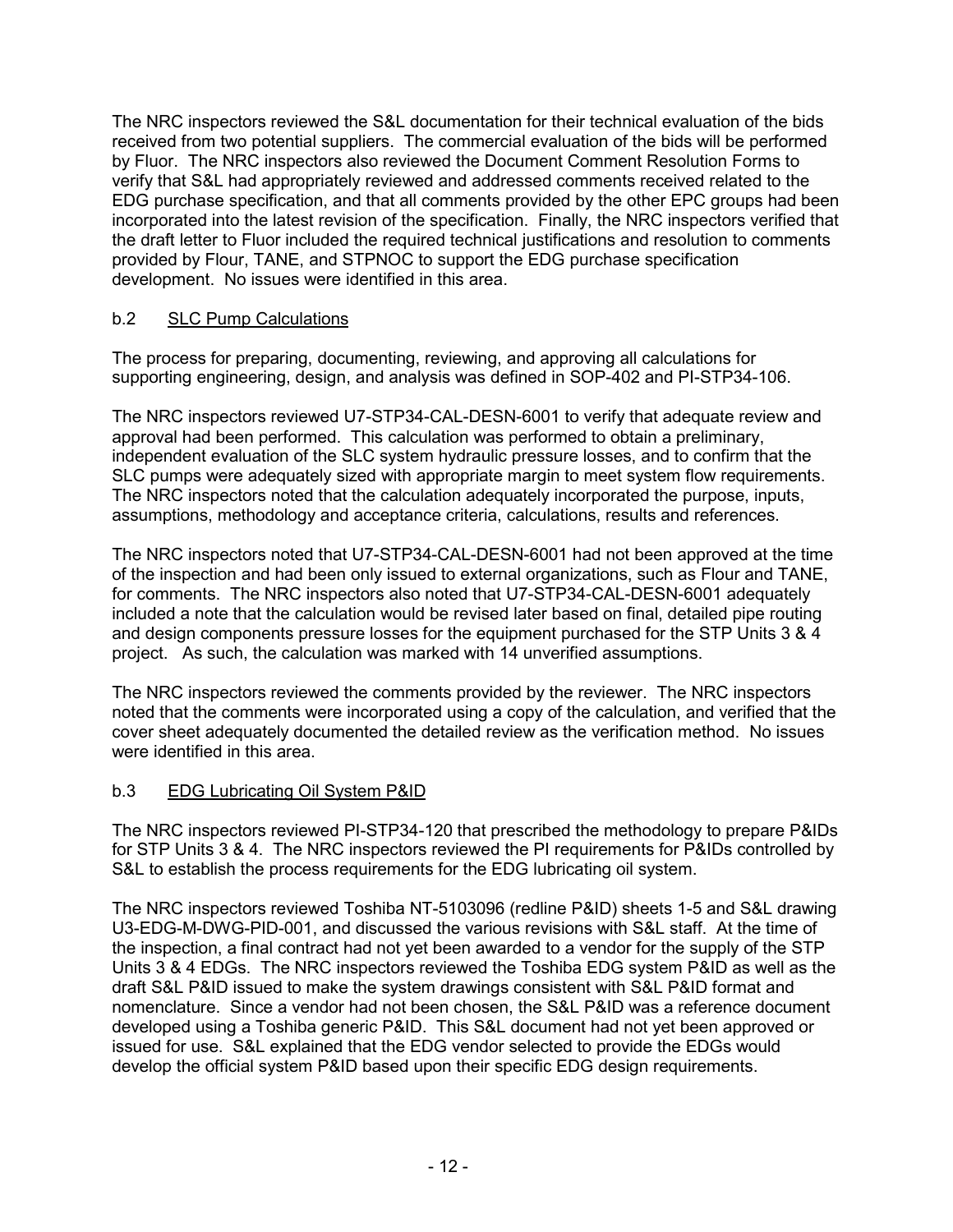The NRC inspectors reviewed the S&L documentation for their technical evaluation of the bids received from two potential suppliers. The commercial evaluation of the bids will be performed by Fluor. The NRC inspectors also reviewed the Document Comment Resolution Forms to verify that S&L had appropriately reviewed and addressed comments received related to the EDG purchase specification, and that all comments provided by the other EPC groups had been incorporated into the latest revision of the specification. Finally, the NRC inspectors verified that the draft letter to Fluor included the required technical justifications and resolution to comments provided by Flour, TANE, and STPNOC to support the EDG purchase specification development. No issues were identified in this area.

### b.2 SLC Pump Calculations

The process for preparing, documenting, reviewing, and approving all calculations for supporting engineering, design, and analysis was defined in SOP-402 and PI-STP34-106.

The NRC inspectors reviewed U7-STP34-CAL-DESN-6001 to verify that adequate review and approval had been performed. This calculation was performed to obtain a preliminary, independent evaluation of the SLC system hydraulic pressure losses, and to confirm that the SLC pumps were adequately sized with appropriate margin to meet system flow requirements. The NRC inspectors noted that the calculation adequately incorporated the purpose, inputs, assumptions, methodology and acceptance criteria, calculations, results and references.

The NRC inspectors noted that U7-STP34-CAL-DESN-6001 had not been approved at the time of the inspection and had been only issued to external organizations, such as Flour and TANE, for comments. The NRC inspectors also noted that U7-STP34-CAL-DESN-6001 adequately included a note that the calculation would be revised later based on final, detailed pipe routing and design components pressure losses for the equipment purchased for the STP Units 3 & 4 project. As such, the calculation was marked with 14 unverified assumptions.

The NRC inspectors reviewed the comments provided by the reviewer. The NRC inspectors noted that the comments were incorporated using a copy of the calculation, and verified that the cover sheet adequately documented the detailed review as the verification method. No issues were identified in this area.

### b.3 EDG Lubricating Oil System P&ID

The NRC inspectors reviewed PI-STP34-120 that prescribed the methodology to prepare P&IDs for STP Units 3 & 4. The NRC inspectors reviewed the PI requirements for P&IDs controlled by S&L to establish the process requirements for the EDG lubricating oil system.

The NRC inspectors reviewed Toshiba NT-5103096 (redline P&ID) sheets 1-5 and S&L drawing U3-EDG-M-DWG-PID-001, and discussed the various revisions with S&L staff. At the time of the inspection, a final contract had not yet been awarded to a vendor for the supply of the STP Units 3 & 4 EDGs. The NRC inspectors reviewed the Toshiba EDG system P&ID as well as the draft S&L P&ID issued to make the system drawings consistent with S&L P&ID format and nomenclature. Since a vendor had not been chosen, the S&L P&ID was a reference document developed using a Toshiba generic P&ID. This S&L document had not yet been approved or issued for use. S&L explained that the EDG vendor selected to provide the EDGs would develop the official system P&ID based upon their specific EDG design requirements.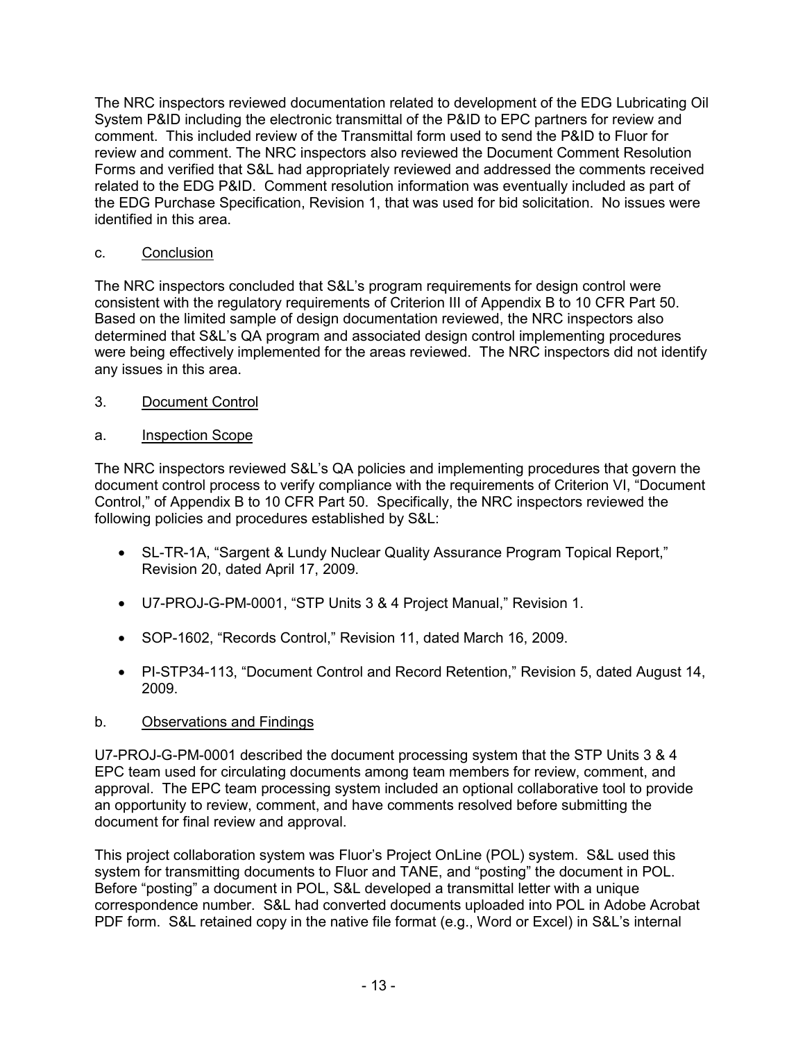The NRC inspectors reviewed documentation related to development of the EDG Lubricating Oil System P&ID including the electronic transmittal of the P&ID to EPC partners for review and comment. This included review of the Transmittal form used to send the P&ID to Fluor for review and comment. The NRC inspectors also reviewed the Document Comment Resolution Forms and verified that S&L had appropriately reviewed and addressed the comments received related to the EDG P&ID. Comment resolution information was eventually included as part of the EDG Purchase Specification, Revision 1, that was used for bid solicitation. No issues were identified in this area.

c. Conclusion

The NRC inspectors concluded that S&L's program requirements for design control were consistent with the regulatory requirements of Criterion III of Appendix B to 10 CFR Part 50. Based on the limited sample of design documentation reviewed, the NRC inspectors also determined that S&L's QA program and associated design control implementing procedures were being effectively implemented for the areas reviewed. The NRC inspectors did not identify any issues in this area.

3. Document Control

a. Inspection Scope

The NRC inspectors reviewed S&L's QA policies and implementing procedures that govern the document control process to verify compliance with the requirements of Criterion VI, "Document Control," of Appendix B to 10 CFR Part 50. Specifically, the NRC inspectors reviewed the following policies and procedures established by S&L:

- SL-TR-1A, "Sargent & Lundy Nuclear Quality Assurance Program Topical Report," Revision 20, dated April 17, 2009.
- U7-PROJ-G-PM-0001, "STP Units 3 & 4 Project Manual," Revision 1.
- SOP-1602, "Records Control," Revision 11, dated March 16, 2009.
- PI-STP34-113, "Document Control and Record Retention," Revision 5, dated August 14, 2009.

b. Observations and Findings

U7-PROJ-G-PM-0001 described the document processing system that the STP Units 3 & 4 EPC team used for circulating documents among team members for review, comment, and approval. The EPC team processing system included an optional collaborative tool to provide an opportunity to review, comment, and have comments resolved before submitting the document for final review and approval.

This project collaboration system was Fluor's Project OnLine (POL) system. S&L used this system for transmitting documents to Fluor and TANE, and "posting" the document in POL. Before "posting" a document in POL, S&L developed a transmittal letter with a unique correspondence number. S&L had converted documents uploaded into POL in Adobe Acrobat PDF form. S&L retained copy in the native file format (e.g., Word or Excel) in S&L's internal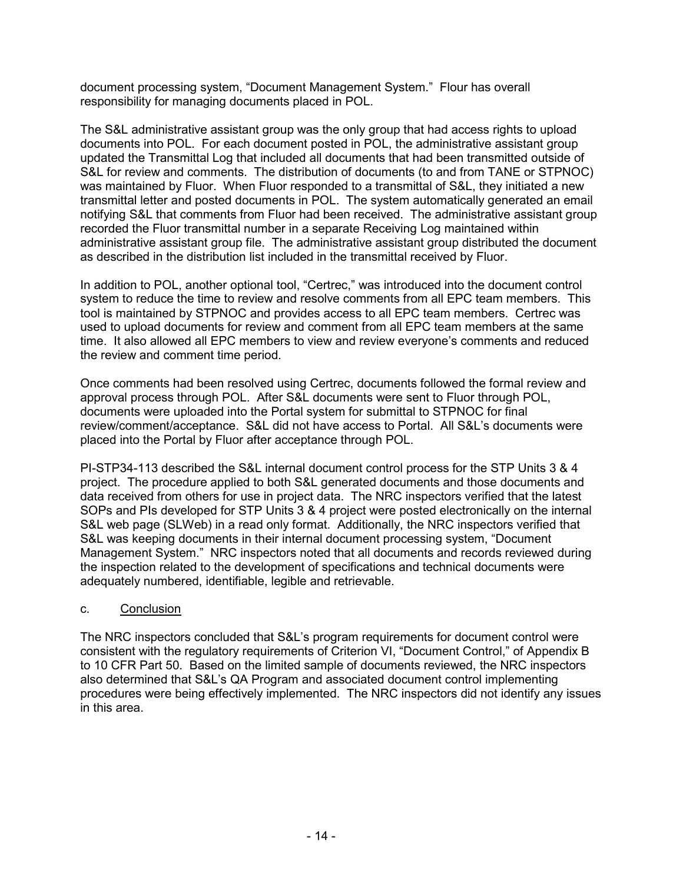document processing system, "Document Management System." Flour has overall responsibility for managing documents placed in POL.

The S&L administrative assistant group was the only group that had access rights to upload documents into POL. For each document posted in POL, the administrative assistant group updated the Transmittal Log that included all documents that had been transmitted outside of S&L for review and comments. The distribution of documents (to and from TANE or STPNOC) was maintained by Fluor. When Fluor responded to a transmittal of S&L, they initiated a new transmittal letter and posted documents in POL. The system automatically generated an email notifying S&L that comments from Fluor had been received. The administrative assistant group recorded the Fluor transmittal number in a separate Receiving Log maintained within administrative assistant group file. The administrative assistant group distributed the document as described in the distribution list included in the transmittal received by Fluor.

In addition to POL, another optional tool, "Certrec," was introduced into the document control system to reduce the time to review and resolve comments from all EPC team members. This tool is maintained by STPNOC and provides access to all EPC team members. Certrec was used to upload documents for review and comment from all EPC team members at the same time. It also allowed all EPC members to view and review everyone's comments and reduced the review and comment time period.

Once comments had been resolved using Certrec, documents followed the formal review and approval process through POL. After S&L documents were sent to Fluor through POL, documents were uploaded into the Portal system for submittal to STPNOC for final review/comment/acceptance. S&L did not have access to Portal. All S&L's documents were placed into the Portal by Fluor after acceptance through POL.

PI-STP34-113 described the S&L internal document control process for the STP Units 3 & 4 project. The procedure applied to both S&L generated documents and those documents and data received from others for use in project data. The NRC inspectors verified that the latest SOPs and PIs developed for STP Units 3 & 4 project were posted electronically on the internal S&L web page (SLWeb) in a read only format. Additionally, the NRC inspectors verified that S&L was keeping documents in their internal document processing system, "Document Management System." NRC inspectors noted that all documents and records reviewed during the inspection related to the development of specifications and technical documents were adequately numbered, identifiable, legible and retrievable.

c. Conclusion

The NRC inspectors concluded that S&L's program requirements for document control were consistent with the regulatory requirements of Criterion VI, "Document Control," of Appendix B to 10 CFR Part 50. Based on the limited sample of documents reviewed, the NRC inspectors also determined that S&L's QA Program and associated document control implementing procedures were being effectively implemented. The NRC inspectors did not identify any issues in this area.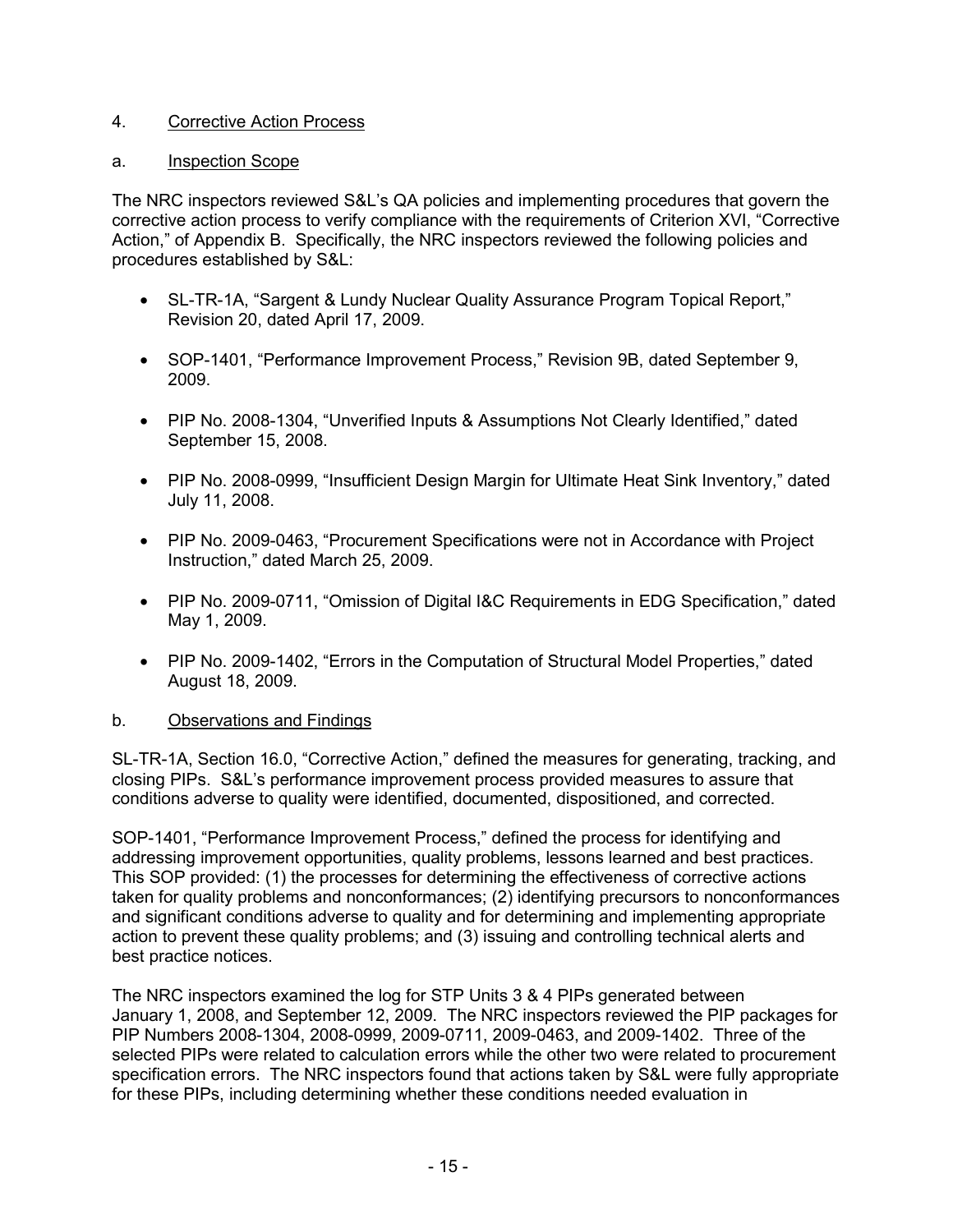4. Corrective Action Process

a. Inspection Scope

The NRC inspectors reviewed S&L's QA policies and implementing procedures that govern the corrective action process to verify compliance with the requirements of Criterion XVI, "Corrective Action," of Appendix B. Specifically, the NRC inspectors reviewed the following policies and procedures established by S&L:

- SL-TR-1A, "Sargent & Lundy Nuclear Quality Assurance Program Topical Report," Revision 20, dated April 17, 2009.
- SOP-1401, "Performance Improvement Process," Revision 9B, dated September 9, 2009.
- PIP No. 2008-1304, "Unverified Inputs & Assumptions Not Clearly Identified," dated September 15, 2008.
- PIP No. 2008-0999, "Insufficient Design Margin for Ultimate Heat Sink Inventory," dated July 11, 2008.
- PIP No. 2009-0463, "Procurement Specifications were not in Accordance with Project Instruction," dated March 25, 2009.
- PIP No. 2009-0711, "Omission of Digital I&C Requirements in EDG Specification," dated May 1, 2009.
- PIP No. 2009-1402, "Errors in the Computation of Structural Model Properties," dated August 18, 2009.

b. Observations and Findings

SL-TR-1A, Section 16.0, "Corrective Action," defined the measures for generating, tracking, and closing PIPs. S&L's performance improvement process provided measures to assure that conditions adverse to quality were identified, documented, dispositioned, and corrected.

SOP-1401, "Performance Improvement Process," defined the process for identifying and addressing improvement opportunities, quality problems, lessons learned and best practices. This SOP provided: (1) the processes for determining the effectiveness of corrective actions taken for quality problems and nonconformances; (2) identifying precursors to nonconformances and significant conditions adverse to quality and for determining and implementing appropriate action to prevent these quality problems; and (3) issuing and controlling technical alerts and best practice notices.

The NRC inspectors examined the log for STP Units 3 & 4 PIPs generated between January 1, 2008, and September 12, 2009. The NRC inspectors reviewed the PIP packages for PIP Numbers 2008-1304, 2008-0999, 2009-0711, 2009-0463, and 2009-1402. Three of the selected PIPs were related to calculation errors while the other two were related to procurement specification errors. The NRC inspectors found that actions taken by S&L were fully appropriate for these PIPs, including determining whether these conditions needed evaluation in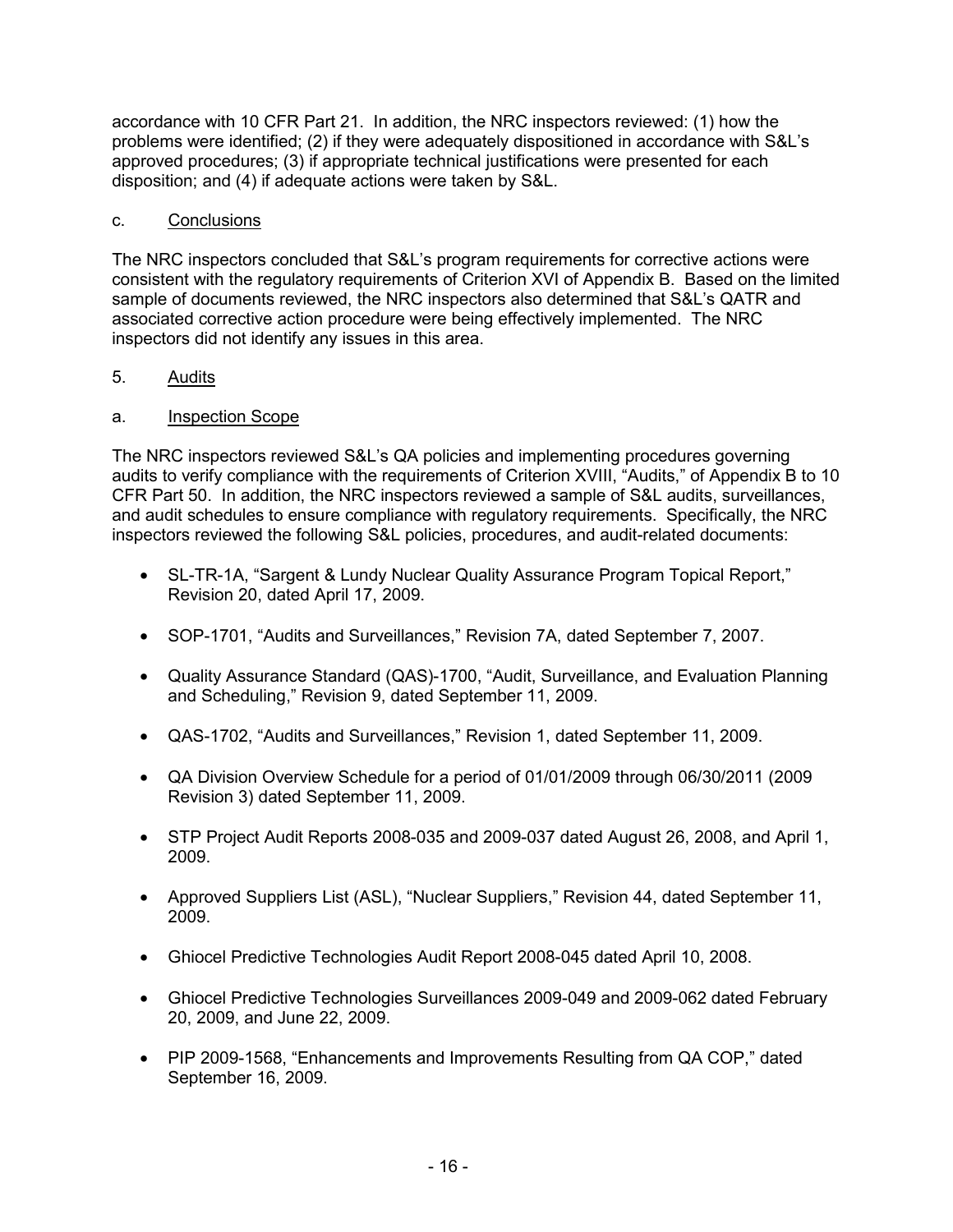accordance with 10 CFR Part 21. In addition, the NRC inspectors reviewed: (1) how the problems were identified; (2) if they were adequately dispositioned in accordance with S&L's approved procedures; (3) if appropriate technical justifications were presented for each disposition; and (4) if adequate actions were taken by S&L.

c. Conclusions

The NRC inspectors concluded that S&L's program requirements for corrective actions were consistent with the regulatory requirements of Criterion XVI of Appendix B. Based on the limited sample of documents reviewed, the NRC inspectors also determined that S&L's QATR and associated corrective action procedure were being effectively implemented. The NRC inspectors did not identify any issues in this area.

5. Audits

a. Inspection Scope

The NRC inspectors reviewed S&L's QA policies and implementing procedures governing audits to verify compliance with the requirements of Criterion XVIII, "Audits," of Appendix B to 10 CFR Part 50. In addition, the NRC inspectors reviewed a sample of S&L audits, surveillances, and audit schedules to ensure compliance with regulatory requirements. Specifically, the NRC inspectors reviewed the following S&L policies, procedures, and audit-related documents:

- SL-TR-1A, "Sargent & Lundy Nuclear Quality Assurance Program Topical Report," Revision 20, dated April 17, 2009.
- SOP-1701, "Audits and Surveillances," Revision 7A, dated September 7, 2007.
- Quality Assurance Standard (QAS)-1700, "Audit, Surveillance, and Evaluation Planning and Scheduling," Revision 9, dated September 11, 2009.
- QAS-1702, "Audits and Surveillances," Revision 1, dated September 11, 2009.
- QA Division Overview Schedule for a period of 01/01/2009 through 06/30/2011 (2009 Revision 3) dated September 11, 2009.
- STP Project Audit Reports 2008-035 and 2009-037 dated August 26, 2008, and April 1, 2009.
- Approved Suppliers List (ASL), "Nuclear Suppliers," Revision 44, dated September 11, 2009.
- Ghiocel Predictive Technologies Audit Report 2008-045 dated April 10, 2008.
- Ghiocel Predictive Technologies Surveillances 2009-049 and 2009-062 dated February 20, 2009, and June 22, 2009.
- PIP 2009-1568, "Enhancements and Improvements Resulting from QA COP," dated September 16, 2009.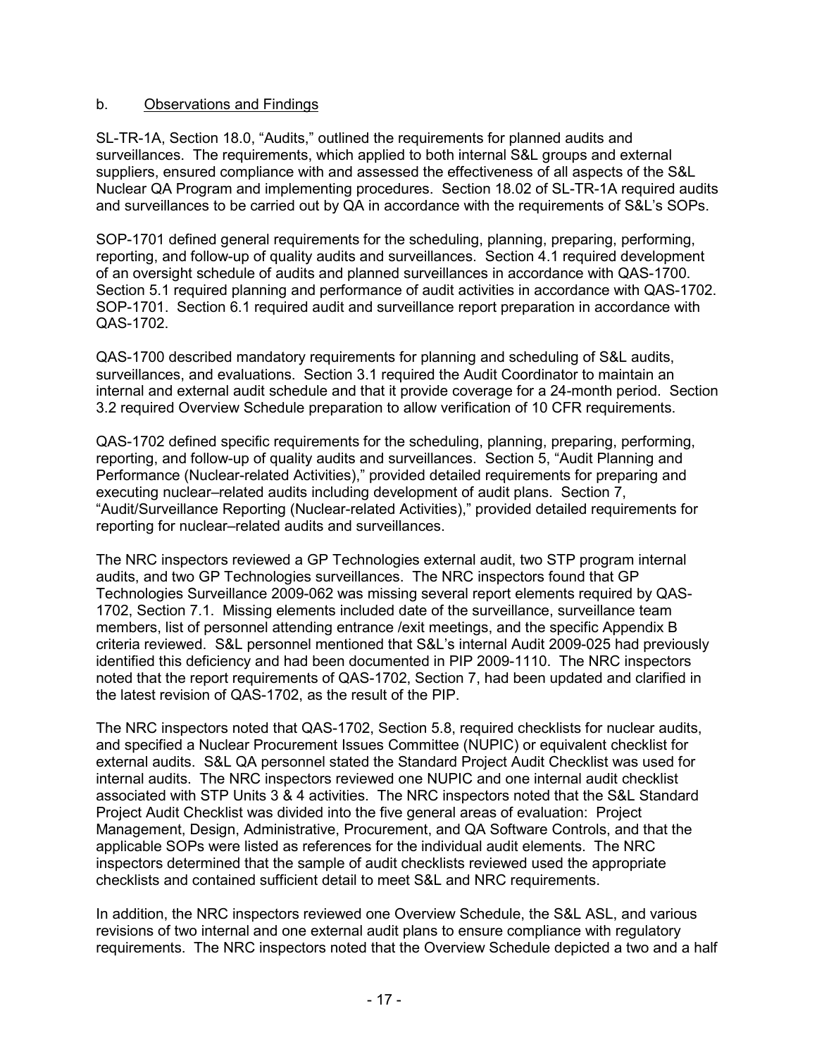b. Observations and Findings

SL-TR-1A, Section 18.0, "Audits," outlined the requirements for planned audits and surveillances. The requirements, which applied to both internal S&L groups and external suppliers, ensured compliance with and assessed the effectiveness of all aspects of the S&L Nuclear QA Program and implementing procedures. Section 18.02 of SL-TR-1A required audits and surveillances to be carried out by QA in accordance with the requirements of S&L's SOPs.

SOP-1701 defined general requirements for the scheduling, planning, preparing, performing, reporting, and follow-up of quality audits and surveillances. Section 4.1 required development of an oversight schedule of audits and planned surveillances in accordance with QAS-1700. Section 5.1 required planning and performance of audit activities in accordance with QAS-1702. SOP-1701. Section 6.1 required audit and surveillance report preparation in accordance with QAS-1702.

QAS-1700 described mandatory requirements for planning and scheduling of S&L audits, surveillances, and evaluations. Section 3.1 required the Audit Coordinator to maintain an internal and external audit schedule and that it provide coverage for a 24-month period. Section 3.2 required Overview Schedule preparation to allow verification of 10 CFR requirements.

QAS-1702 defined specific requirements for the scheduling, planning, preparing, performing, reporting, and follow-up of quality audits and surveillances. Section 5, "Audit Planning and Performance (Nuclear-related Activities)," provided detailed requirements for preparing and executing nuclear–related audits including development of audit plans. Section 7, "Audit/Surveillance Reporting (Nuclear-related Activities)," provided detailed requirements for reporting for nuclear–related audits and surveillances.

The NRC inspectors reviewed a GP Technologies external audit, two STP program internal audits, and two GP Technologies surveillances. The NRC inspectors found that GP Technologies Surveillance 2009-062 was missing several report elements required by QAS-1702, Section 7.1. Missing elements included date of the surveillance, surveillance team members, list of personnel attending entrance /exit meetings, and the specific Appendix B criteria reviewed. S&L personnel mentioned that S&L's internal Audit 2009-025 had previously identified this deficiency and had been documented in PIP 2009-1110. The NRC inspectors noted that the report requirements of QAS-1702, Section 7, had been updated and clarified in the latest revision of QAS-1702, as the result of the PIP.

The NRC inspectors noted that QAS-1702, Section 5.8, required checklists for nuclear audits, and specified a Nuclear Procurement Issues Committee (NUPIC) or equivalent checklist for external audits. S&L QA personnel stated the Standard Project Audit Checklist was used for internal audits. The NRC inspectors reviewed one NUPIC and one internal audit checklist associated with STP Units 3 & 4 activities. The NRC inspectors noted that the S&L Standard Project Audit Checklist was divided into the five general areas of evaluation: Project Management, Design, Administrative, Procurement, and QA Software Controls, and that the applicable SOPs were listed as references for the individual audit elements. The NRC inspectors determined that the sample of audit checklists reviewed used the appropriate checklists and contained sufficient detail to meet S&L and NRC requirements.

In addition, the NRC inspectors reviewed one Overview Schedule, the S&L ASL, and various revisions of two internal and one external audit plans to ensure compliance with regulatory requirements. The NRC inspectors noted that the Overview Schedule depicted a two and a half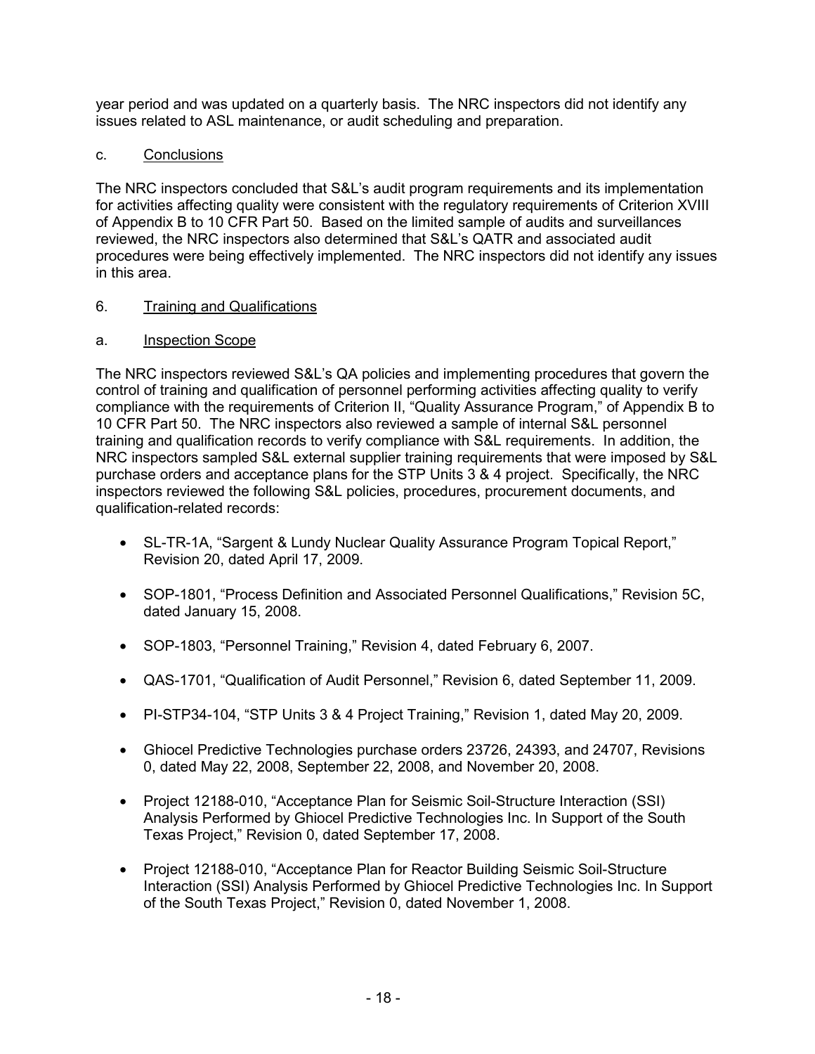year period and was updated on a quarterly basis. The NRC inspectors did not identify any issues related to ASL maintenance, or audit scheduling and preparation.

c. Conclusions

The NRC inspectors concluded that S&L's audit program requirements and its implementation for activities affecting quality were consistent with the regulatory requirements of Criterion XVIII of Appendix B to 10 CFR Part 50. Based on the limited sample of audits and surveillances reviewed, the NRC inspectors also determined that S&L's QATR and associated audit procedures were being effectively implemented. The NRC inspectors did not identify any issues in this area.

6. Training and Qualifications

a. Inspection Scope

The NRC inspectors reviewed S&L's QA policies and implementing procedures that govern the control of training and qualification of personnel performing activities affecting quality to verify compliance with the requirements of Criterion II, "Quality Assurance Program," of Appendix B to 10 CFR Part 50. The NRC inspectors also reviewed a sample of internal S&L personnel training and qualification records to verify compliance with S&L requirements. In addition, the NRC inspectors sampled S&L external supplier training requirements that were imposed by S&L purchase orders and acceptance plans for the STP Units 3 & 4 project. Specifically, the NRC inspectors reviewed the following S&L policies, procedures, procurement documents, and qualification-related records:

- SL-TR-1A, "Sargent & Lundy Nuclear Quality Assurance Program Topical Report," Revision 20, dated April 17, 2009.
- SOP-1801, "Process Definition and Associated Personnel Qualifications," Revision 5C, dated January 15, 2008.
- SOP-1803, "Personnel Training," Revision 4, dated February 6, 2007.
- QAS-1701, "Qualification of Audit Personnel," Revision 6, dated September 11, 2009.
- PI-STP34-104, "STP Units 3 & 4 Project Training," Revision 1, dated May 20, 2009.
- Ghiocel Predictive Technologies purchase orders 23726, 24393, and 24707, Revisions 0, dated May 22, 2008, September 22, 2008, and November 20, 2008.
- Project 12188-010, "Acceptance Plan for Seismic Soil-Structure Interaction (SSI) Analysis Performed by Ghiocel Predictive Technologies Inc. In Support of the South Texas Project," Revision 0, dated September 17, 2008.
- Project 12188-010, "Acceptance Plan for Reactor Building Seismic Soil-Structure Interaction (SSI) Analysis Performed by Ghiocel Predictive Technologies Inc. In Support of the South Texas Project," Revision 0, dated November 1, 2008.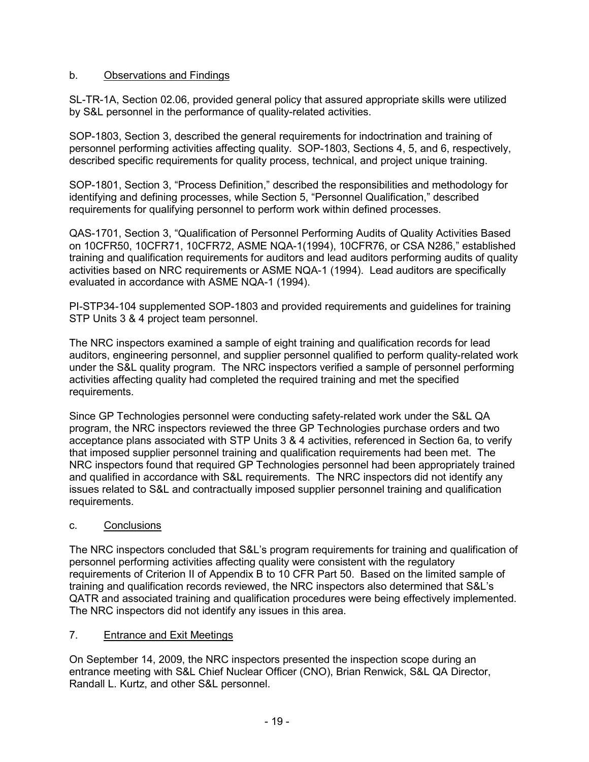b. Observations and Findings

SL-TR-1A, Section 02.06, provided general policy that assured appropriate skills were utilized by S&L personnel in the performance of quality-related activities.

SOP-1803, Section 3, described the general requirements for indoctrination and training of personnel performing activities affecting quality. SOP-1803, Sections 4, 5, and 6, respectively, described specific requirements for quality process, technical, and project unique training.

SOP-1801, Section 3, "Process Definition," described the responsibilities and methodology for identifying and defining processes, while Section 5, "Personnel Qualification," described requirements for qualifying personnel to perform work within defined processes.

QAS-1701, Section 3, "Qualification of Personnel Performing Audits of Quality Activities Based on 10CFR50, 10CFR71, 10CFR72, ASME NQA-1(1994), 10CFR76, or CSA N286," established training and qualification requirements for auditors and lead auditors performing audits of quality activities based on NRC requirements or ASME NQA-1 (1994). Lead auditors are specifically evaluated in accordance with ASME NQA-1 (1994).

PI-STP34-104 supplemented SOP-1803 and provided requirements and guidelines for training STP Units 3 & 4 project team personnel.

The NRC inspectors examined a sample of eight training and qualification records for lead auditors, engineering personnel, and supplier personnel qualified to perform quality-related work under the S&L quality program. The NRC inspectors verified a sample of personnel performing activities affecting quality had completed the required training and met the specified requirements.

Since GP Technologies personnel were conducting safety-related work under the S&L QA program, the NRC inspectors reviewed the three GP Technologies purchase orders and two acceptance plans associated with STP Units 3 & 4 activities, referenced in Section 6a, to verify that imposed supplier personnel training and qualification requirements had been met. The NRC inspectors found that required GP Technologies personnel had been appropriately trained and qualified in accordance with S&L requirements. The NRC inspectors did not identify any issues related to S&L and contractually imposed supplier personnel training and qualification requirements.

c. Conclusions

The NRC inspectors concluded that S&L's program requirements for training and qualification of personnel performing activities affecting quality were consistent with the regulatory requirements of Criterion II of Appendix B to 10 CFR Part 50. Based on the limited sample of training and qualification records reviewed, the NRC inspectors also determined that S&L's QATR and associated training and qualification procedures were being effectively implemented. The NRC inspectors did not identify any issues in this area.

7. Entrance and Exit Meetings

On September 14, 2009, the NRC inspectors presented the inspection scope during an entrance meeting with S&L Chief Nuclear Officer (CNO), Brian Renwick, S&L QA Director, Randall L. Kurtz, and other S&L personnel.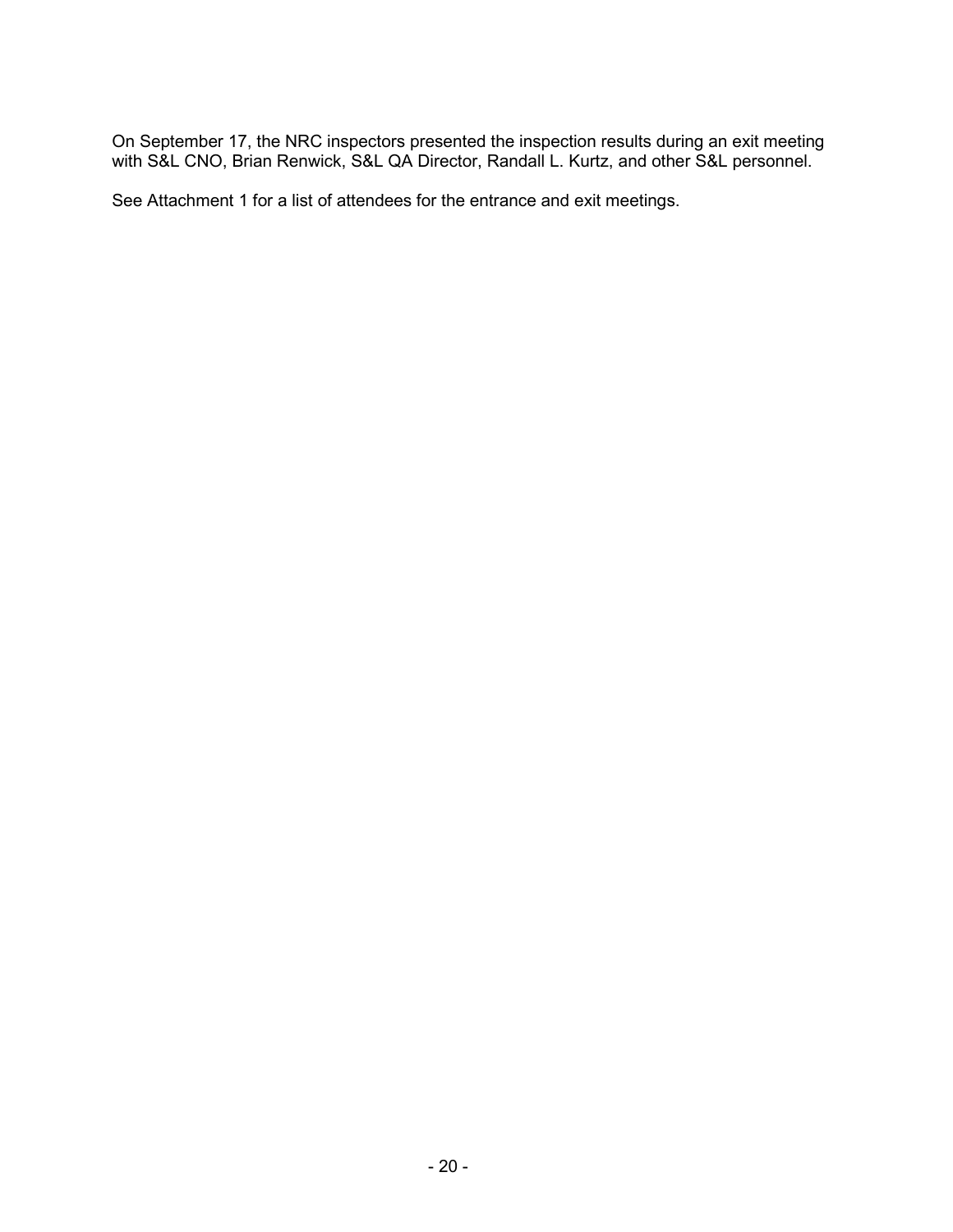On September 17, the NRC inspectors presented the inspection results during an exit meeting with S&L CNO, Brian Renwick, S&L QA Director, Randall L. Kurtz, and other S&L personnel.

See Attachment 1 for a list of attendees for the entrance and exit meetings.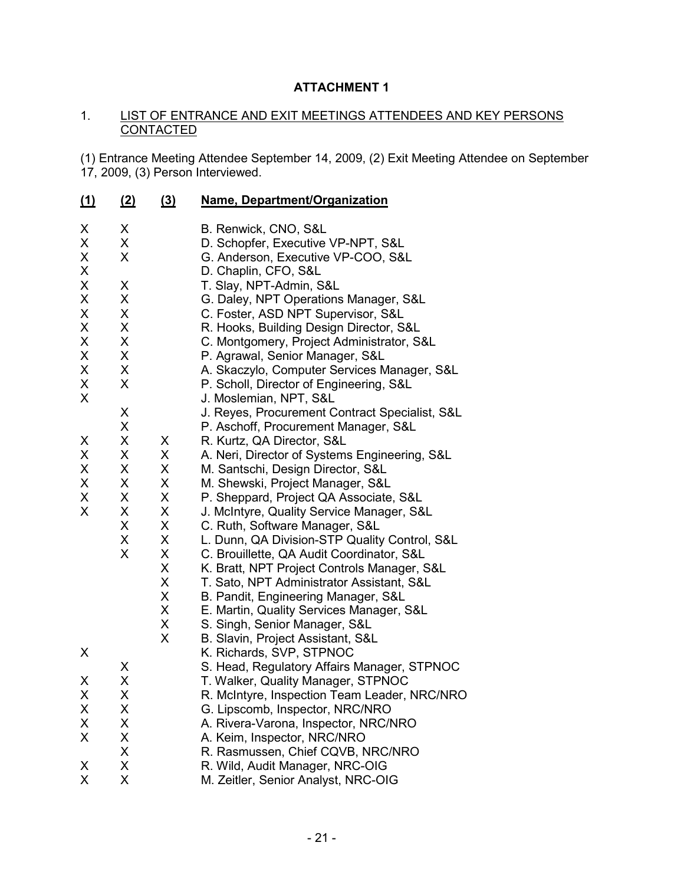**ATTACHMENT 1**

1. LIST OF ENTRANCE AND EXIT MEETINGS ATTENDEES AND KEY PERSONS CONTACTED

(1) Entrance Meeting Attendee September 14, 2009, (2) Exit Meeting Attendee on September 17, 2009, (3) Person Interviewed.

| (1) | (2) | (3) | Name, Department/Organization |
|---|---|---|---|
| X | X | | B. Renwick, CNO, S&L |
| X | X | | D. Schopfer, Executive VP-NPT, S&L |
| X | X | | G. Anderson, Executive VP-COO, S&L |
| X | | | D. Chaplin, CFO, S&L |
| X | X | | T. Slay, NPT-Admin, S&L |
| X | X | | G. Daley, NPT Operations Manager, S&L |
| X | X | | C. Foster, ASD NPT Supervisor, S&L |
| X | X | | R. Hooks, Building Design Director, S&L |
| X | X | | C. Montgomery, Project Administrator, S&L |
| X | X | | P. Agrawal, Senior Manager, S&L |
| X | X | | A. Skaczylo, Computer Services Manager, S&L |
| X | X | | P. Scholl, Director of Engineering, S&L |
| X | | | J. Moslemian, NPT, S&L |
| | X | | J. Reyes, Procurement Contract Specialist, S&L |
| | X | | P. Aschoff, Procurement Manager, S&L |
| X | X | X | R. Kurtz, QA Director, S&L |
| X | X | X | A. Neri, Director of Systems Engineering, S&L |
| X | X | X | M. Santschi, Design Director, S&L |
| X | X | X | M. Shewski, Project Manager, S&L |
| X | X | X | P. Sheppard, Project QA Associate, S&L |
| X | X | X | J. McIntyre, Quality Service Manager, S&L |
| | X | X | C. Ruth, Software Manager, S&L |
| | X | X | L. Dunn, QA Division-STP Quality Control, S&L |
| | X | X | C. Brouillette, QA Audit Coordinator, S&L |
| | | X | K. Bratt, NPT Project Controls Manager, S&L |
| | | X | T. Sato, NPT Administrator Assistant, S&L |
| | | X | B. Pandit, Engineering Manager, S&L |
| | | X | E. Martin, Quality Services Manager, S&L |
| | | X | S. Singh, Senior Manager, S&L |
| | | X | B. Slavin, Project Assistant, S&L |
| X | | | K. Richards, SVP, STPNOC |
| | X | | S. Head, Regulatory Affairs Manager, STPNOC |
| X | X | | T. Walker, Quality Manager, STPNOC |
| X | X | | R. McIntyre, Inspection Team Leader, NRC/NRO |
| X | X | | G. Lipscomb, Inspector, NRC/NRO |
| X | X | | A. Rivera-Varona, Inspector, NRC/NRO |
| X | X | | A. Keim, Inspector, NRC/NRO |
| | X | | R. Rasmussen, Chief CQVB, NRC/NRO |
| X | X | | R. Wild, Audit Manager, NRC-OIG |
| X | X | | M. Zeitler, Senior Analyst, NRC-OIG |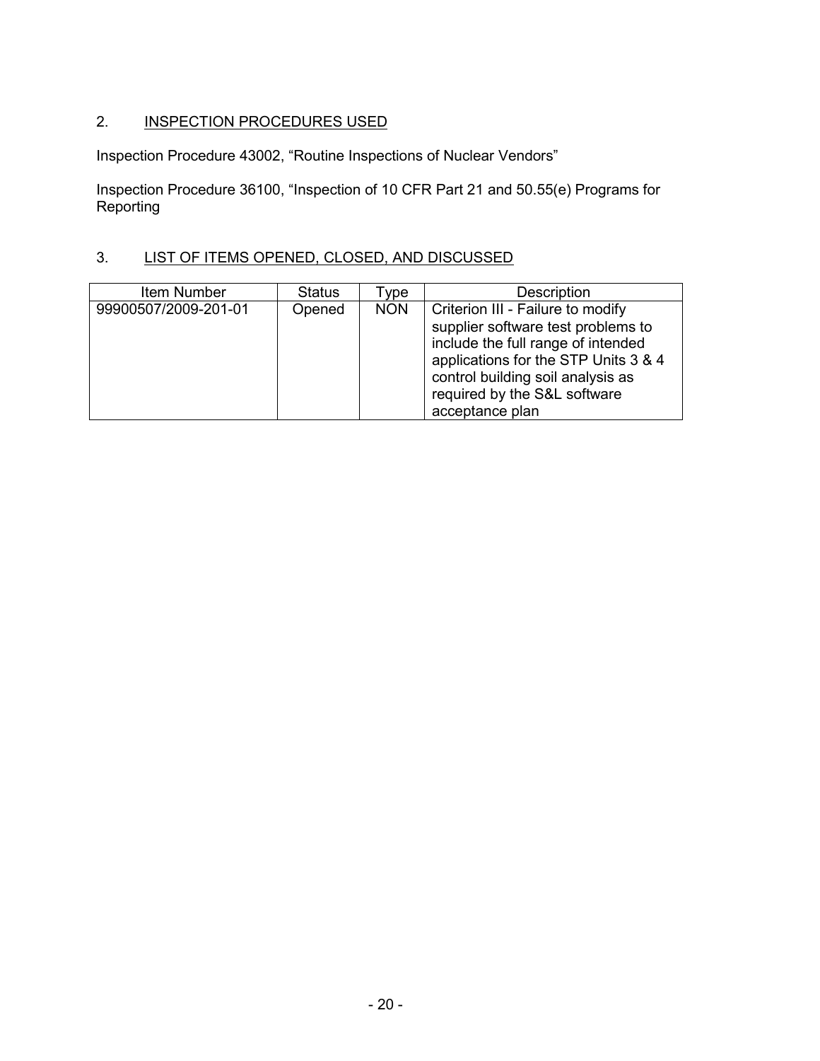## 2. INSPECTION PROCEDURES USED

Inspection Procedure 43002, "Routine Inspections of Nuclear Vendors"

Inspection Procedure 36100, "Inspection of 10 CFR Part 21 and 50.55(e) Programs for Reporting

## 3. LIST OF ITEMS OPENED, CLOSED, AND DISCUSSED

| Item Number | Status | Type | Description |
|---|---|---|---|
| 99900507/2009-201-01 | Opened | NON | Criterion III - Failure to modify supplier software test problems to include the full range of intended applications for the STP Units 3 & 4 control building soil analysis as required by the S&L software acceptance plan |